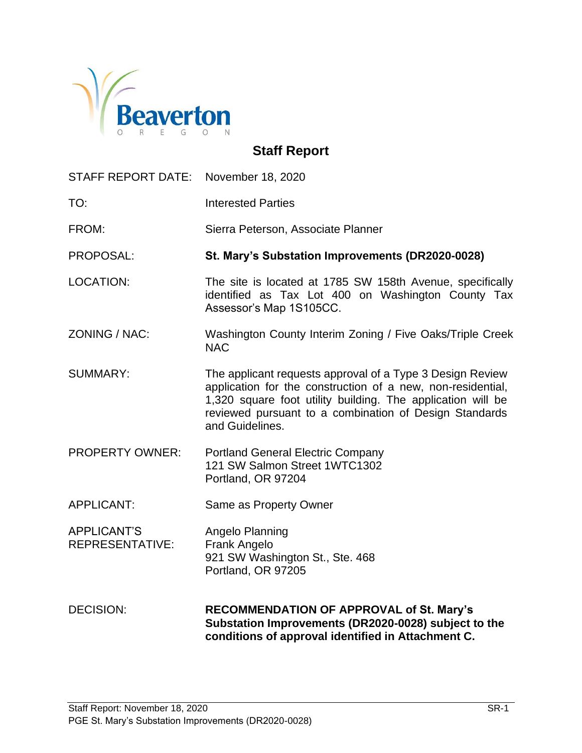Beaverton
OREGON

# Staff Report

| | |
|---|---|
| STAFF REPORT DATE: | November 18, 2020 |
| TO: | Interested Parties |
| FROM: | Sierra Peterson, Associate Planner |
| PROPOSAL: | **St. Mary's Substation Improvements (DR2020-0028)** |
| LOCATION: | The site is located at 1785 SW 158th Avenue, specifically identified as Tax Lot 400 on Washington County Tax Assessor's Map 1S105CC. |
| ZONING / NAC: | Washington County Interim Zoning / Five Oaks/Triple Creek NAC |
| SUMMARY: | The applicant requests approval of a Type 3 Design Review application for the construction of a new, non-residential, 1,320 square foot utility building. The application will be reviewed pursuant to a combination of Design Standards and Guidelines. |
| PROPERTY OWNER: | Portland General Electric Company<br>121 SW Salmon Street 1WTC1302<br>Portland, OR 97204 |
| APPLICANT: | Same as Property Owner |
| APPLICANT'S REPRESENTATIVE: | Angelo Planning<br>Frank Angelo<br>921 SW Washington St., Ste. 468<br>Portland, OR 97205 |
| DECISION: | **RECOMMENDATION OF APPROVAL of St. Mary's Substation Improvements (DR2020-0028) subject to the conditions of approval identified in Attachment C.** |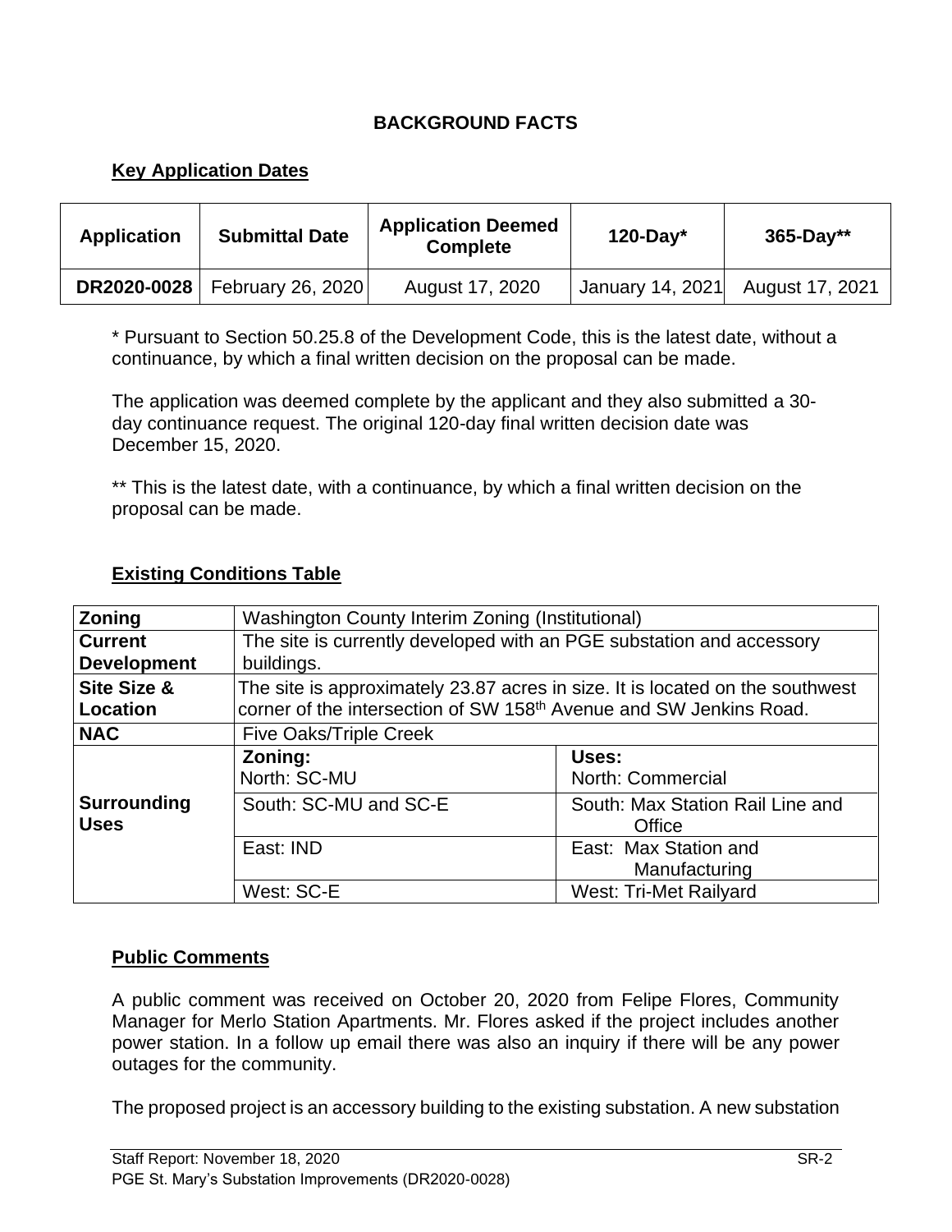# BACKGROUND FACTS

## Key Application Dates

| Application | Submittal Date | Application Deemed Complete | 120-Day* | 365-Day** |
|---|---|---|---|---|
| **DR2020-0028** | February 26, 2020 | August 17, 2020 | January 14, 2021 | August 17, 2021 |

\* Pursuant to Section 50.25.8 of the Development Code, this is the latest date, without a continuance, by which a final written decision on the proposal can be made.

The application was deemed complete by the applicant and they also submitted a 30-day continuance request. The original 120-day final written decision date was December 15, 2020.

** This is the latest date, with a continuance, by which a final written decision on the proposal can be made.

## Existing Conditions Table

| | | |
|---|---|---|
| **Zoning** | Washington County Interim Zoning (Institutional) | |
| **Current Development** | The site is currently developed with an PGE substation and accessory buildings. | |
| **Site Size & Location** | The site is approximately 23.87 acres in size. It is located on the southwest corner of the intersection of SW 158th Avenue and SW Jenkins Road. | |
| **NAC** | Five Oaks/Triple Creek | |
| **Surrounding Uses** | **Zoning:** North: SC-MU | **Uses:** North: Commercial |
| | South: SC-MU and SC-E | South: Max Station Rail Line and Office |
| | East: IND | East: Max Station and Manufacturing |
| | West: SC-E | West: Tri-Met Railyard |

## Public Comments

A public comment was received on October 20, 2020 from Felipe Flores, Community Manager for Merlo Station Apartments. Mr. Flores asked if the project includes another power station. In a follow up email there was also an inquiry if there will be any power outages for the community.

The proposed project is an accessory building to the existing substation. A new substation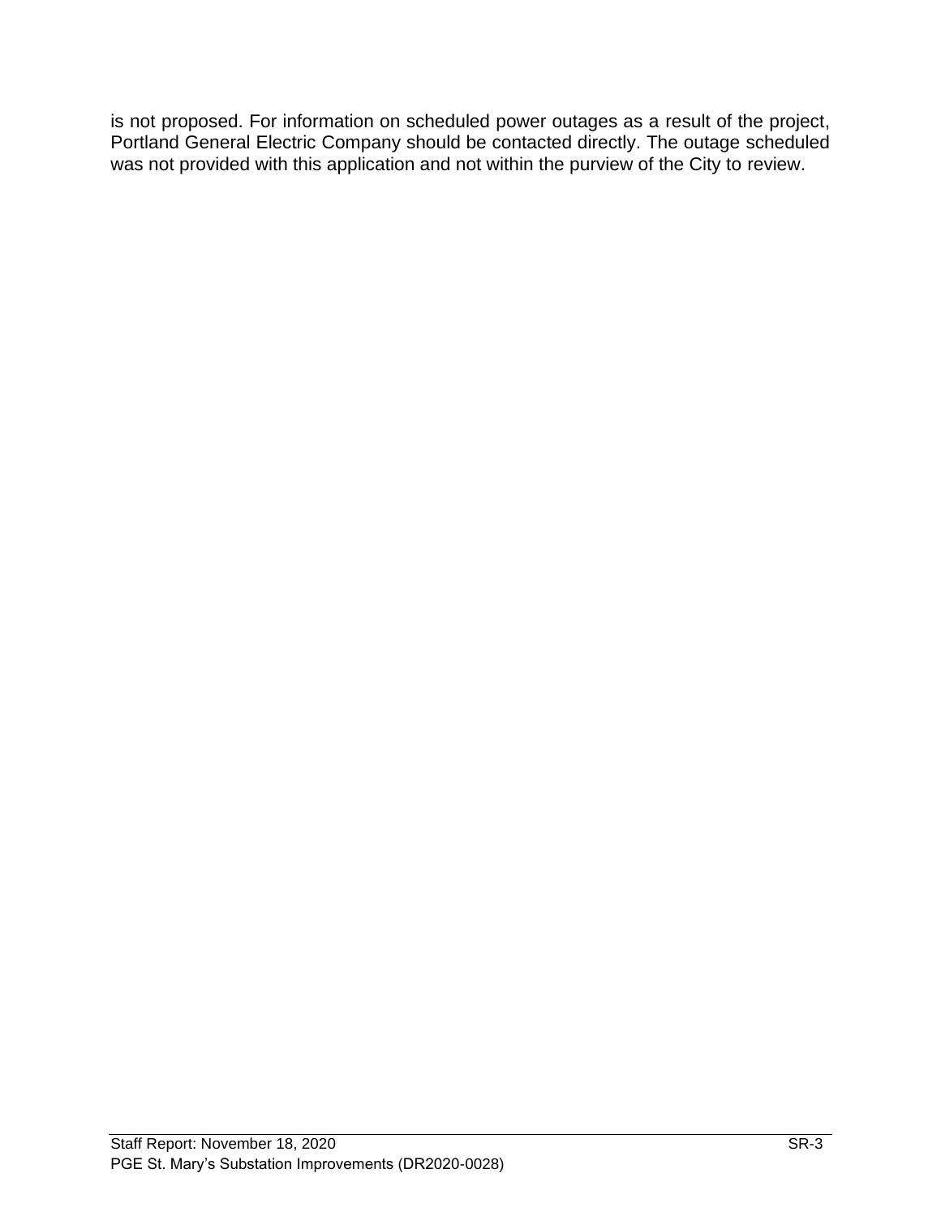is not proposed. For information on scheduled power outages as a result of the project, Portland General Electric Company should be contacted directly. The outage scheduled was not provided with this application and not within the purview of the City to review.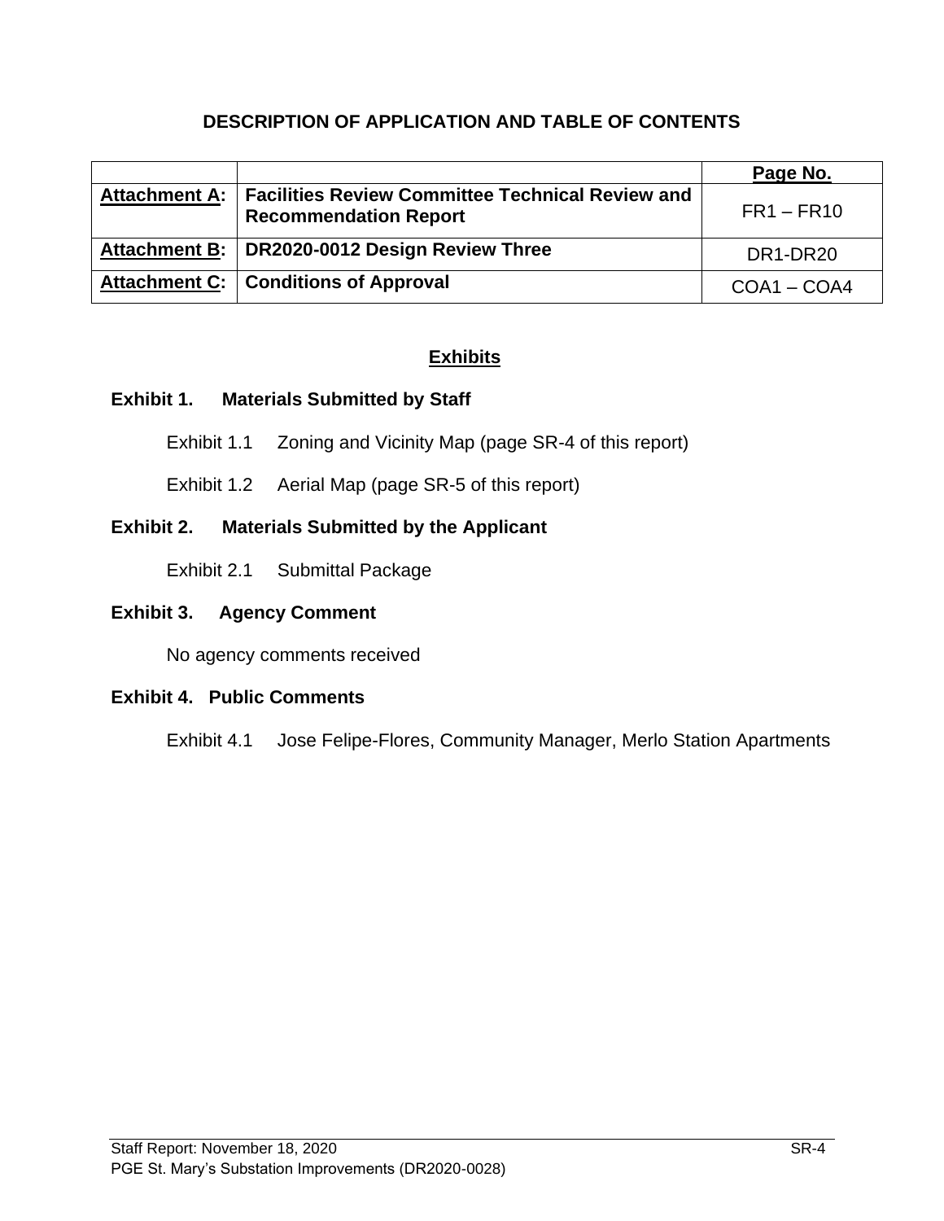## DESCRIPTION OF APPLICATION AND TABLE OF CONTENTS

| | | Page No. |
|---|---|---|
| **Attachment A:** | **Facilities Review Committee Technical Review and Recommendation Report** | FR1 – FR10 |
| **Attachment B:** | **DR2020-0012 Design Review Three** | DR1-DR20 |
| **Attachment C:** | **Conditions of Approval** | COA1 – COA4 |

### Exhibits

**Exhibit 1. Materials Submitted by Staff**

Exhibit 1.1 Zoning and Vicinity Map (page SR-4 of this report)

Exhibit 1.2 Aerial Map (page SR-5 of this report)

**Exhibit 2. Materials Submitted by the Applicant**

Exhibit 2.1 Submittal Package

**Exhibit 3. Agency Comment**

No agency comments received

**Exhibit 4. Public Comments**

Exhibit 4.1 Jose Felipe-Flores, Community Manager, Merlo Station Apartments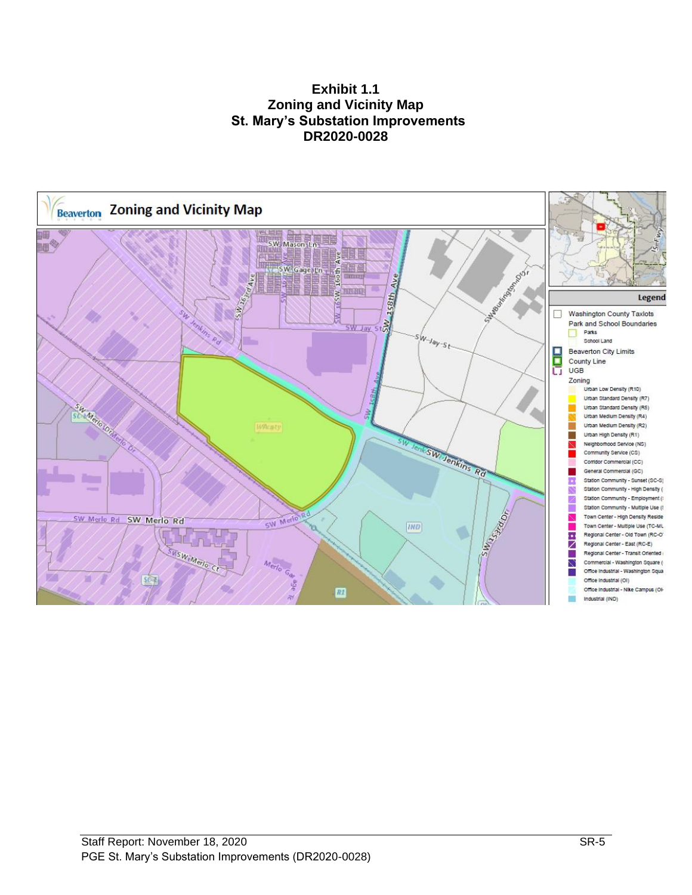**Exhibit 1.1**
**Zoning and Vicinity Map**
**St. Mary's Substation Improvements**
**DR2020-0028**

Beaverton Zoning and Vicinity Map

SW Mason Ln
SW Gage Ln
SW 160th Ave
SW 163rd Ave
SW 158th Ave
SW Jay St
SW Jenkins Rd
SW Burlington Dr
SW Merlo Dr
SW Merlo Rd
SW Merlo Ct
SW 153rd Dr
WAcaty
IND
R1
SC-S

Legend

- Washington County Taxlots
- Park and School Boundaries
  - Parks
  - School Land
- Beaverton City Limits
- County Line
- UGB
- Zoning
  - Urban Low Density (R10)
  - Urban Standard Density (R7)
  - Urban Standard Density (R5)
  - Urban Medium Density (R4)
  - Urban Medium Density (R2)
  - Urban High Density (R1)
  - Neighborhood Service (NS)
  - Community Service (CS)
  - Corridor Commercial (CC)
  - General Commercial (GC)
  - Station Community - Sunset (SC-S)
  - Station Community - High Density (
  - Station Community - Employment (
  - Station Community - Multiple Use (
  - Town Center - High Density Reside
  - Town Center - Multiple Use (TC-MU
  - Regional Center - Old Town (RC-O
  - Regional Center - East (RC-E)
  - Regional Center - Transit Oriented
  - Commercial - Washington Square (
  - Office Industrial - Washington Squa
  - Office Industrial (OI)
  - Office Industrial - Nike Campus (OI-
  - Industrial (IND)

Staff Report: November 18, 2020
PGE St. Mary's Substation Improvements (DR2020-0028)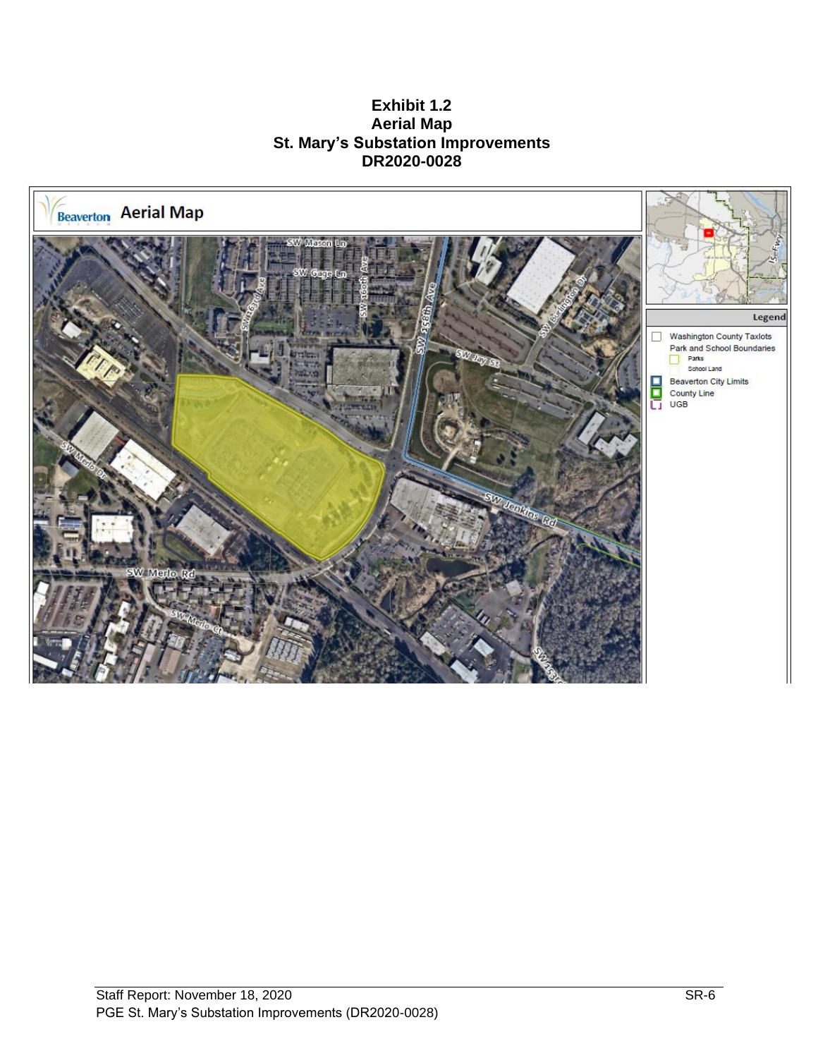**Exhibit 1.2**
**Aerial Map**
**St. Mary's Substation Improvements**
**DR2020-0028**

Beaverton Aerial Map

SW Mason Ln
SW Gage Ln
SW 160th Ave
SW 163rd Ave
SW 158th Ave
SW Jay St
SW Berlington Dr
SW Jenkins Rd
SW Merlo Dr
SW Merlo Rd
SW Merlo Ct
SW 153rd

Legend

- Washington County Taxlots
- Park and School Boundaries
  - Parks
  - School Land
- Beaverton City Limits
- County Line
- UGB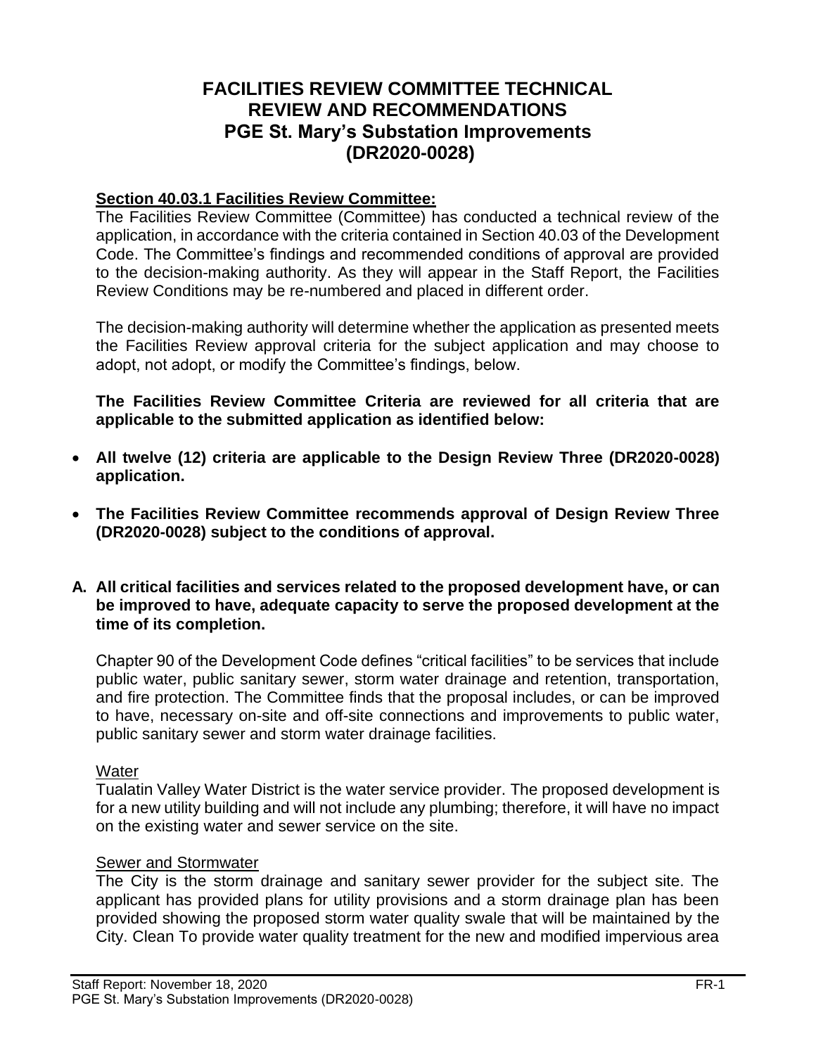# FACILITIES REVIEW COMMITTEE TECHNICAL REVIEW AND RECOMMENDATIONS PGE St. Mary's Substation Improvements (DR2020-0028)

**Section 40.03.1 Facilities Review Committee:**

The Facilities Review Committee (Committee) has conducted a technical review of the application, in accordance with the criteria contained in Section 40.03 of the Development Code. The Committee's findings and recommended conditions of approval are provided to the decision-making authority. As they will appear in the Staff Report, the Facilities Review Conditions may be re-numbered and placed in different order.

The decision-making authority will determine whether the application as presented meets the Facilities Review approval criteria for the subject application and may choose to adopt, not adopt, or modify the Committee's findings, below.

**The Facilities Review Committee Criteria are reviewed for all criteria that are applicable to the submitted application as identified below:**

- **All twelve (12) criteria are applicable to the Design Review Three (DR2020-0028) application.**
- **The Facilities Review Committee recommends approval of Design Review Three (DR2020-0028) subject to the conditions of approval.**

**A. All critical facilities and services related to the proposed development have, or can be improved to have, adequate capacity to serve the proposed development at the time of its completion.**

Chapter 90 of the Development Code defines "critical facilities" to be services that include public water, public sanitary sewer, storm water drainage and retention, transportation, and fire protection. The Committee finds that the proposal includes, or can be improved to have, necessary on-site and off-site connections and improvements to public water, public sanitary sewer and storm water drainage facilities.

Water

Tualatin Valley Water District is the water service provider. The proposed development is for a new utility building and will not include any plumbing; therefore, it will have no impact on the existing water and sewer service on the site.

Sewer and Stormwater

The City is the storm drainage and sanitary sewer provider for the subject site. The applicant has provided plans for utility provisions and a storm drainage plan has been provided showing the proposed storm water quality swale that will be maintained by the City. Clean To provide water quality treatment for the new and modified impervious area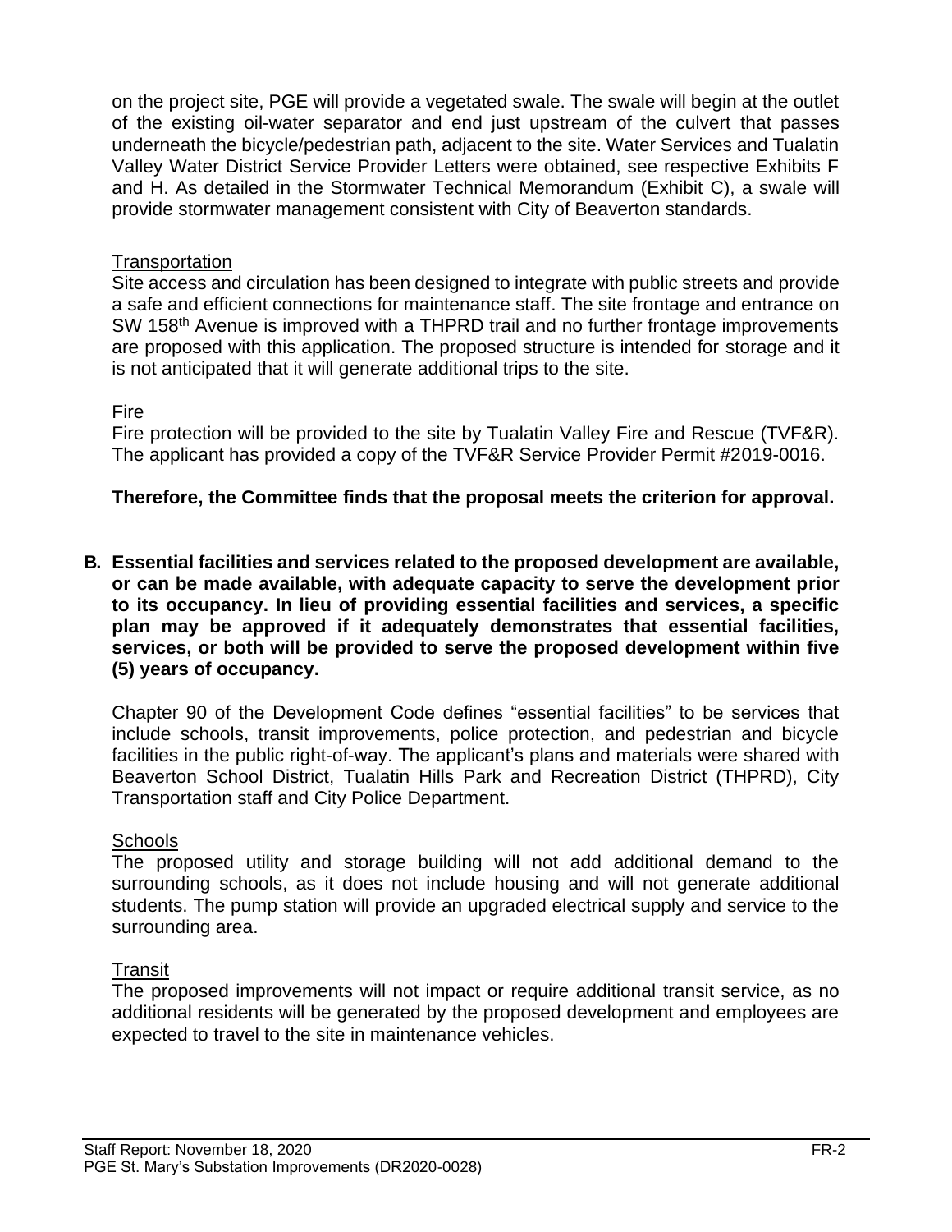on the project site, PGE will provide a vegetated swale. The swale will begin at the outlet of the existing oil-water separator and end just upstream of the culvert that passes underneath the bicycle/pedestrian path, adjacent to the site. Water Services and Tualatin Valley Water District Service Provider Letters were obtained, see respective Exhibits F and H. As detailed in the Stormwater Technical Memorandum (Exhibit C), a swale will provide stormwater management consistent with City of Beaverton standards.

Transportation

Site access and circulation has been designed to integrate with public streets and provide a safe and efficient connections for maintenance staff. The site frontage and entrance on SW 158th Avenue is improved with a THPRD trail and no further frontage improvements are proposed with this application. The proposed structure is intended for storage and it is not anticipated that it will generate additional trips to the site.

Fire

Fire protection will be provided to the site by Tualatin Valley Fire and Rescue (TVF&R). The applicant has provided a copy of the TVF&R Service Provider Permit #2019-0016.

**Therefore, the Committee finds that the proposal meets the criterion for approval.**

**B. Essential facilities and services related to the proposed development are available, or can be made available, with adequate capacity to serve the development prior to its occupancy. In lieu of providing essential facilities and services, a specific plan may be approved if it adequately demonstrates that essential facilities, services, or both will be provided to serve the proposed development within five (5) years of occupancy.**

Chapter 90 of the Development Code defines "essential facilities" to be services that include schools, transit improvements, police protection, and pedestrian and bicycle facilities in the public right-of-way. The applicant's plans and materials were shared with Beaverton School District, Tualatin Hills Park and Recreation District (THPRD), City Transportation staff and City Police Department.

Schools

The proposed utility and storage building will not add additional demand to the surrounding schools, as it does not include housing and will not generate additional students. The pump station will provide an upgraded electrical supply and service to the surrounding area.

Transit

The proposed improvements will not impact or require additional transit service, as no additional residents will be generated by the proposed development and employees are expected to travel to the site in maintenance vehicles.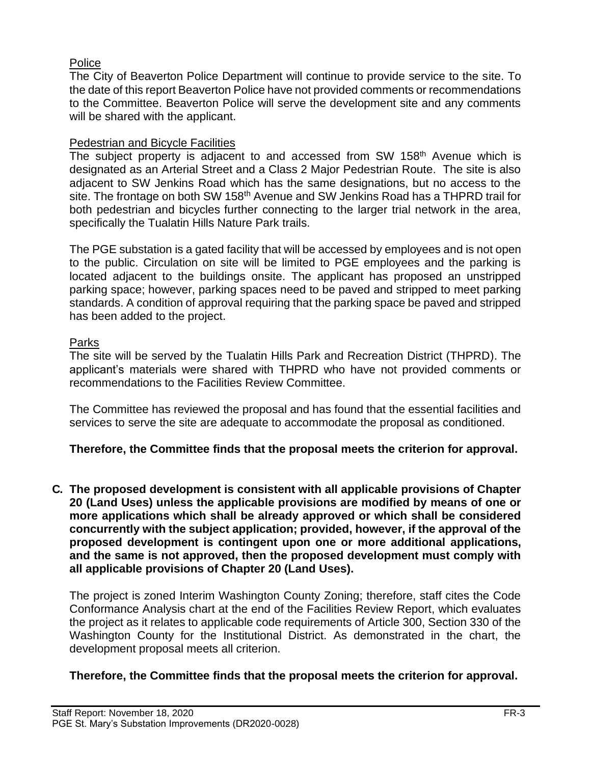Police

The City of Beaverton Police Department will continue to provide service to the site. To the date of this report Beaverton Police have not provided comments or recommendations to the Committee. Beaverton Police will serve the development site and any comments will be shared with the applicant.

Pedestrian and Bicycle Facilities

The subject property is adjacent to and accessed from SW 158th Avenue which is designated as an Arterial Street and a Class 2 Major Pedestrian Route. The site is also adjacent to SW Jenkins Road which has the same designations, but no access to the site. The frontage on both SW 158th Avenue and SW Jenkins Road has a THPRD trail for both pedestrian and bicycles further connecting to the larger trial network in the area, specifically the Tualatin Hills Nature Park trails.

The PGE substation is a gated facility that will be accessed by employees and is not open to the public. Circulation on site will be limited to PGE employees and the parking is located adjacent to the buildings onsite. The applicant has proposed an unstripped parking space; however, parking spaces need to be paved and stripped to meet parking standards. A condition of approval requiring that the parking space be paved and stripped has been added to the project.

Parks

The site will be served by the Tualatin Hills Park and Recreation District (THPRD). The applicant's materials were shared with THPRD who have not provided comments or recommendations to the Facilities Review Committee.

The Committee has reviewed the proposal and has found that the essential facilities and services to serve the site are adequate to accommodate the proposal as conditioned.

**Therefore, the Committee finds that the proposal meets the criterion for approval.**

**C. The proposed development is consistent with all applicable provisions of Chapter 20 (Land Uses) unless the applicable provisions are modified by means of one or more applications which shall be already approved or which shall be considered concurrently with the subject application; provided, however, if the approval of the proposed development is contingent upon one or more additional applications, and the same is not approved, then the proposed development must comply with all applicable provisions of Chapter 20 (Land Uses).**

The project is zoned Interim Washington County Zoning; therefore, staff cites the Code Conformance Analysis chart at the end of the Facilities Review Report, which evaluates the project as it relates to applicable code requirements of Article 300, Section 330 of the Washington County for the Institutional District. As demonstrated in the chart, the development proposal meets all criterion.

**Therefore, the Committee finds that the proposal meets the criterion for approval.**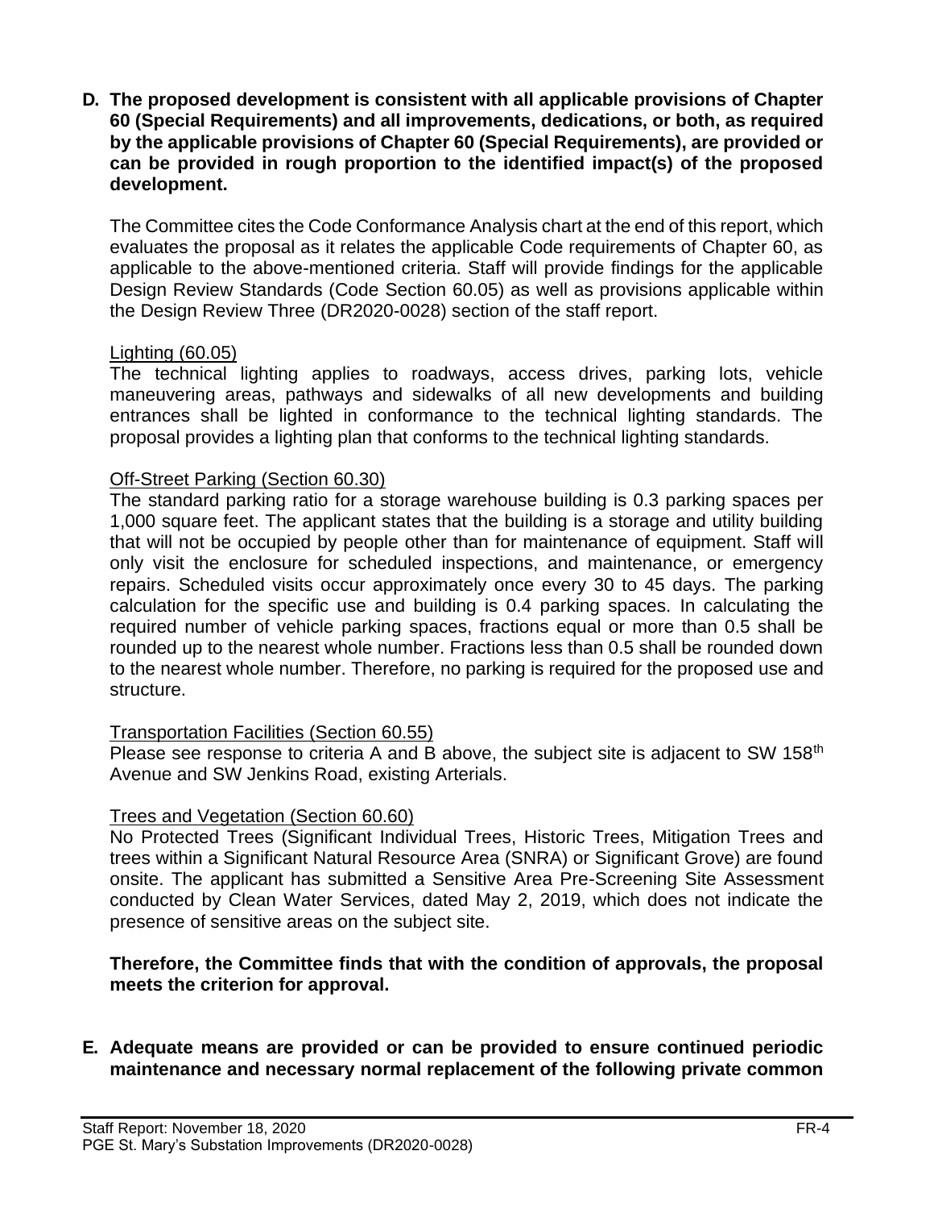**D. The proposed development is consistent with all applicable provisions of Chapter 60 (Special Requirements) and all improvements, dedications, or both, as required by the applicable provisions of Chapter 60 (Special Requirements), are provided or can be provided in rough proportion to the identified impact(s) of the proposed development.**

The Committee cites the Code Conformance Analysis chart at the end of this report, which evaluates the proposal as it relates the applicable Code requirements of Chapter 60, as applicable to the above-mentioned criteria. Staff will provide findings for the applicable Design Review Standards (Code Section 60.05) as well as provisions applicable within the Design Review Three (DR2020-0028) section of the staff report.

Lighting (60.05)
The technical lighting applies to roadways, access drives, parking lots, vehicle maneuvering areas, pathways and sidewalks of all new developments and building entrances shall be lighted in conformance to the technical lighting standards. The proposal provides a lighting plan that conforms to the technical lighting standards.

Off-Street Parking (Section 60.30)
The standard parking ratio for a storage warehouse building is 0.3 parking spaces per 1,000 square feet. The applicant states that the building is a storage and utility building that will not be occupied by people other than for maintenance of equipment. Staff will only visit the enclosure for scheduled inspections, and maintenance, or emergency repairs. Scheduled visits occur approximately once every 30 to 45 days. The parking calculation for the specific use and building is 0.4 parking spaces. In calculating the required number of vehicle parking spaces, fractions equal or more than 0.5 shall be rounded up to the nearest whole number. Fractions less than 0.5 shall be rounded down to the nearest whole number. Therefore, no parking is required for the proposed use and structure.

Transportation Facilities (Section 60.55)
Please see response to criteria A and B above, the subject site is adjacent to SW 158th Avenue and SW Jenkins Road, existing Arterials.

Trees and Vegetation (Section 60.60)
No Protected Trees (Significant Individual Trees, Historic Trees, Mitigation Trees and trees within a Significant Natural Resource Area (SNRA) or Significant Grove) are found onsite. The applicant has submitted a Sensitive Area Pre-Screening Site Assessment conducted by Clean Water Services, dated May 2, 2019, which does not indicate the presence of sensitive areas on the subject site.

**Therefore, the Committee finds that with the condition of approvals, the proposal meets the criterion for approval.**

**E. Adequate means are provided or can be provided to ensure continued periodic maintenance and necessary normal replacement of the following private common**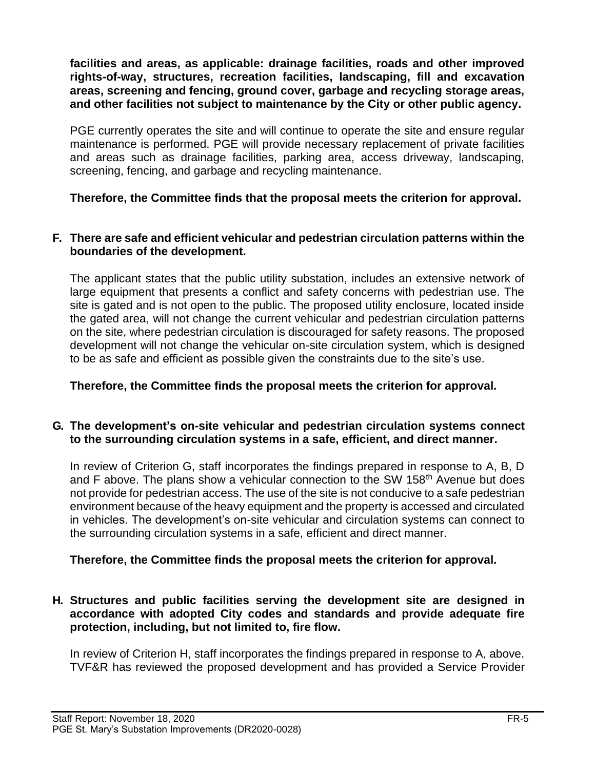**facilities and areas, as applicable: drainage facilities, roads and other improved rights-of-way, structures, recreation facilities, landscaping, fill and excavation areas, screening and fencing, ground cover, garbage and recycling storage areas, and other facilities not subject to maintenance by the City or other public agency.**

PGE currently operates the site and will continue to operate the site and ensure regular maintenance is performed. PGE will provide necessary replacement of private facilities and areas such as drainage facilities, parking area, access driveway, landscaping, screening, fencing, and garbage and recycling maintenance.

**Therefore, the Committee finds that the proposal meets the criterion for approval.**

**F. There are safe and efficient vehicular and pedestrian circulation patterns within the boundaries of the development.**

The applicant states that the public utility substation, includes an extensive network of large equipment that presents a conflict and safety concerns with pedestrian use. The site is gated and is not open to the public. The proposed utility enclosure, located inside the gated area, will not change the current vehicular and pedestrian circulation patterns on the site, where pedestrian circulation is discouraged for safety reasons. The proposed development will not change the vehicular on-site circulation system, which is designed to be as safe and efficient as possible given the constraints due to the site's use.

**Therefore, the Committee finds the proposal meets the criterion for approval.**

**G. The development's on-site vehicular and pedestrian circulation systems connect to the surrounding circulation systems in a safe, efficient, and direct manner.**

In review of Criterion G, staff incorporates the findings prepared in response to A, B, D and F above. The plans show a vehicular connection to the SW 158th Avenue but does not provide for pedestrian access. The use of the site is not conducive to a safe pedestrian environment because of the heavy equipment and the property is accessed and circulated in vehicles. The development's on-site vehicular and circulation systems can connect to the surrounding circulation systems in a safe, efficient and direct manner.

**Therefore, the Committee finds the proposal meets the criterion for approval.**

**H. Structures and public facilities serving the development site are designed in accordance with adopted City codes and standards and provide adequate fire protection, including, but not limited to, fire flow.**

In review of Criterion H, staff incorporates the findings prepared in response to A, above. TVF&R has reviewed the proposed development and has provided a Service Provider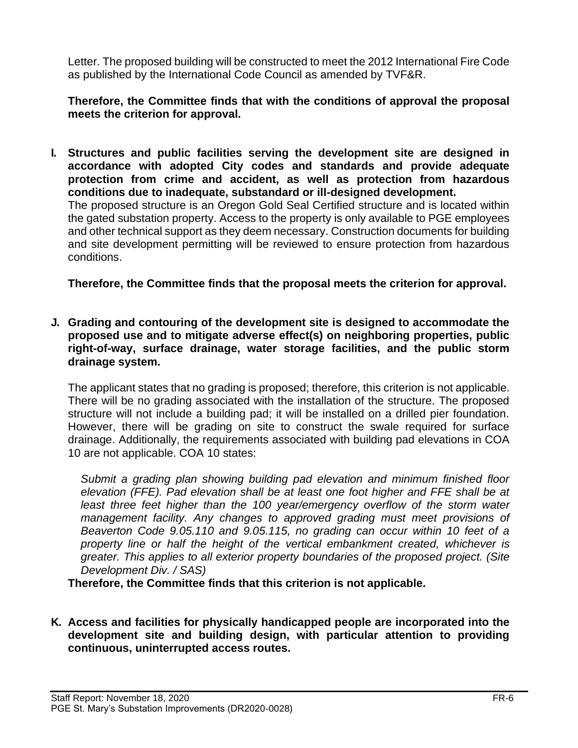Letter. The proposed building will be constructed to meet the 2012 International Fire Code as published by the International Code Council as amended by TVF&R.

**Therefore, the Committee finds that with the conditions of approval the proposal meets the criterion for approval.**

**I. Structures and public facilities serving the development site are designed in accordance with adopted City codes and standards and provide adequate protection from crime and accident, as well as protection from hazardous conditions due to inadequate, substandard or ill-designed development.**

The proposed structure is an Oregon Gold Seal Certified structure and is located within the gated substation property. Access to the property is only available to PGE employees and other technical support as they deem necessary. Construction documents for building and site development permitting will be reviewed to ensure protection from hazardous conditions.

**Therefore, the Committee finds that the proposal meets the criterion for approval.**

**J. Grading and contouring of the development site is designed to accommodate the proposed use and to mitigate adverse effect(s) on neighboring properties, public right-of-way, surface drainage, water storage facilities, and the public storm drainage system.**

The applicant states that no grading is proposed; therefore, this criterion is not applicable. There will be no grading associated with the installation of the structure. The proposed structure will not include a building pad; it will be installed on a drilled pier foundation. However, there will be grading on site to construct the swale required for surface drainage. Additionally, the requirements associated with building pad elevations in COA 10 are not applicable. COA 10 states:

*Submit a grading plan showing building pad elevation and minimum finished floor elevation (FFE). Pad elevation shall be at least one foot higher and FFE shall be at least three feet higher than the 100 year/emergency overflow of the storm water management facility. Any changes to approved grading must meet provisions of Beaverton Code 9.05.110 and 9.05.115, no grading can occur within 10 feet of a property line or half the height of the vertical embankment created, whichever is greater. This applies to all exterior property boundaries of the proposed project. (Site Development Div. / SAS)*

**Therefore, the Committee finds that this criterion is not applicable.**

**K. Access and facilities for physically handicapped people are incorporated into the development site and building design, with particular attention to providing continuous, uninterrupted access routes.**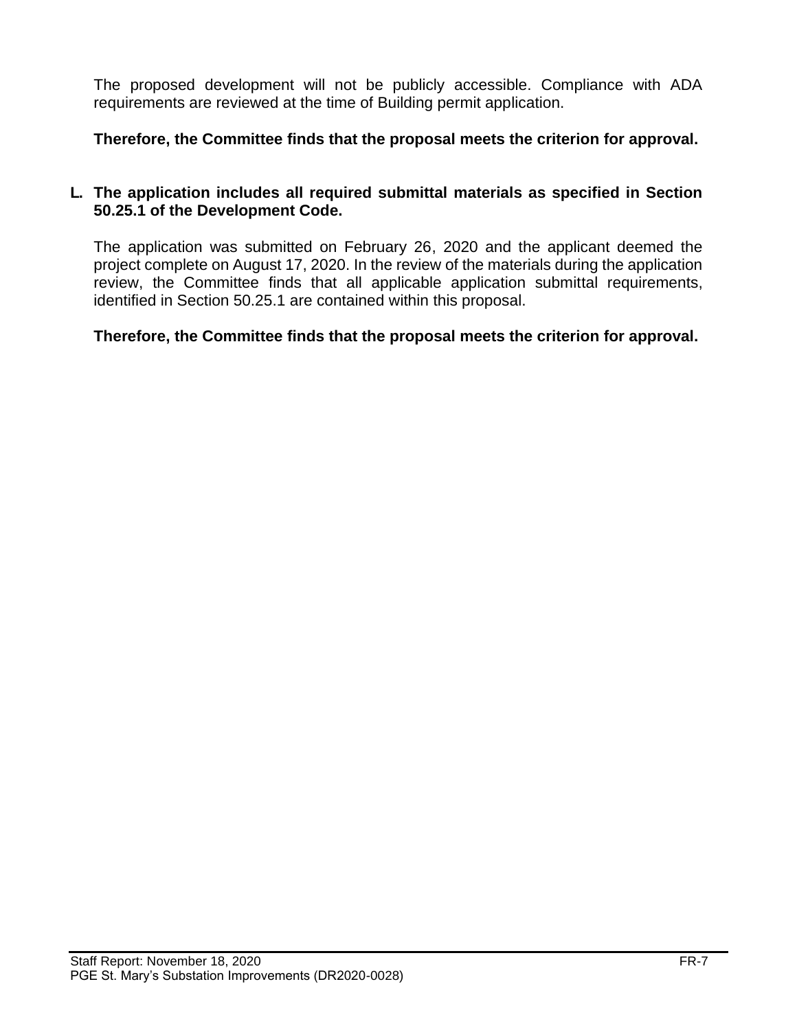The proposed development will not be publicly accessible. Compliance with ADA requirements are reviewed at the time of Building permit application.

**Therefore, the Committee finds that the proposal meets the criterion for approval.**

**L. The application includes all required submittal materials as specified in Section 50.25.1 of the Development Code.**

The application was submitted on February 26, 2020 and the applicant deemed the project complete on August 17, 2020. In the review of the materials during the application review, the Committee finds that all applicable application submittal requirements, identified in Section 50.25.1 are contained within this proposal.

**Therefore, the Committee finds that the proposal meets the criterion for approval.**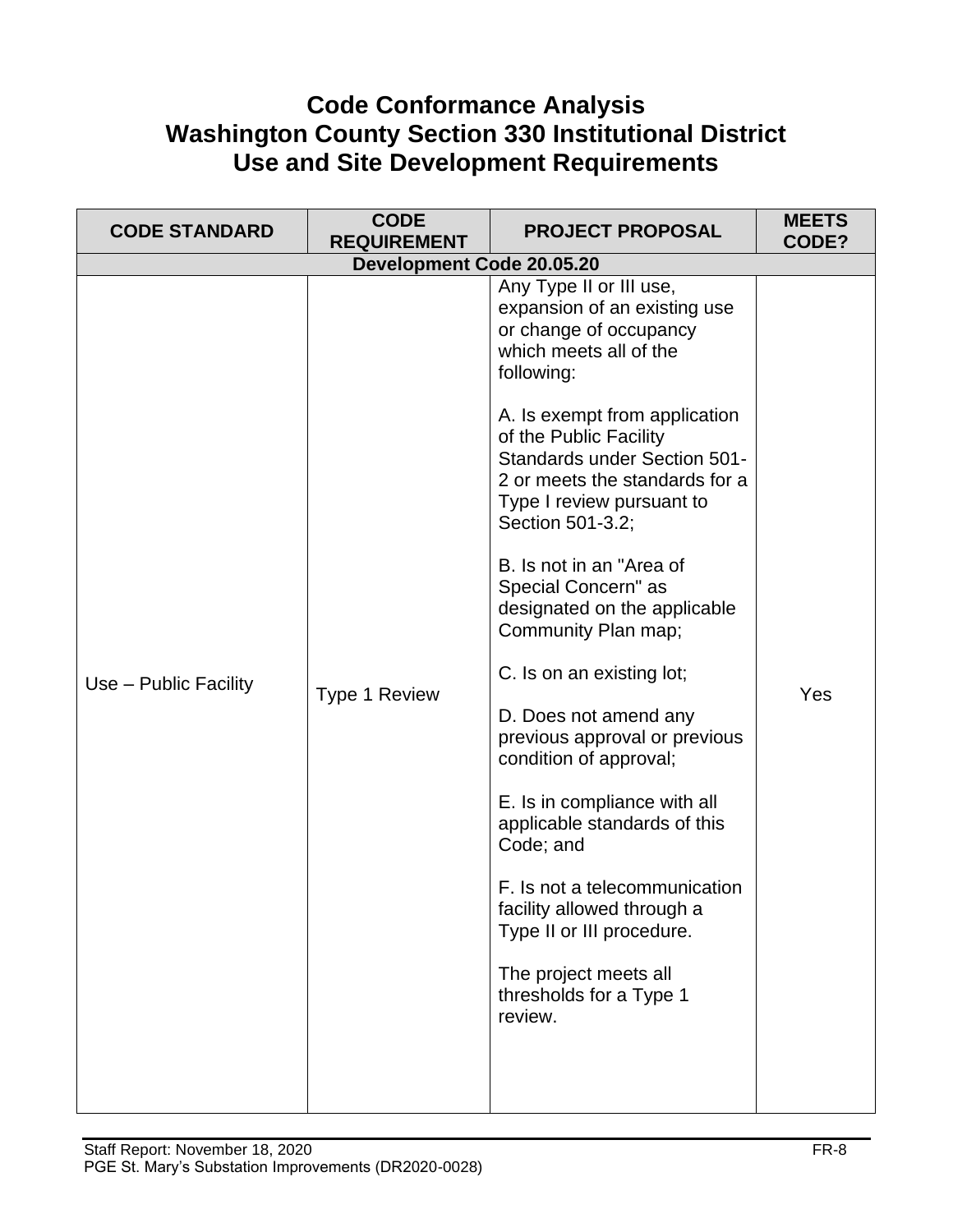# Code Conformance Analysis
# Washington County Section 330 Institutional District
# Use and Site Development Requirements

| CODE STANDARD | CODE REQUIREMENT | PROJECT PROPOSAL | MEETS CODE? |
|---|---|---|---|
| **Development Code 20.05.20** | | | |
| Use – Public Facility | Type 1 Review | Any Type II or III use, expansion of an existing use or change of occupancy which meets all of the following:<br><br>A. Is exempt from application of the Public Facility Standards under Section 501-2 or meets the standards for a Type I review pursuant to Section 501-3.2;<br><br>B. Is not in an "Area of Special Concern" as designated on the applicable Community Plan map;<br><br>C. Is on an existing lot;<br><br>D. Does not amend any previous approval or previous condition of approval;<br><br>E. Is in compliance with all applicable standards of this Code; and<br><br>F. Is not a telecommunication facility allowed through a Type II or III procedure.<br><br>The project meets all thresholds for a Type 1 review. | Yes |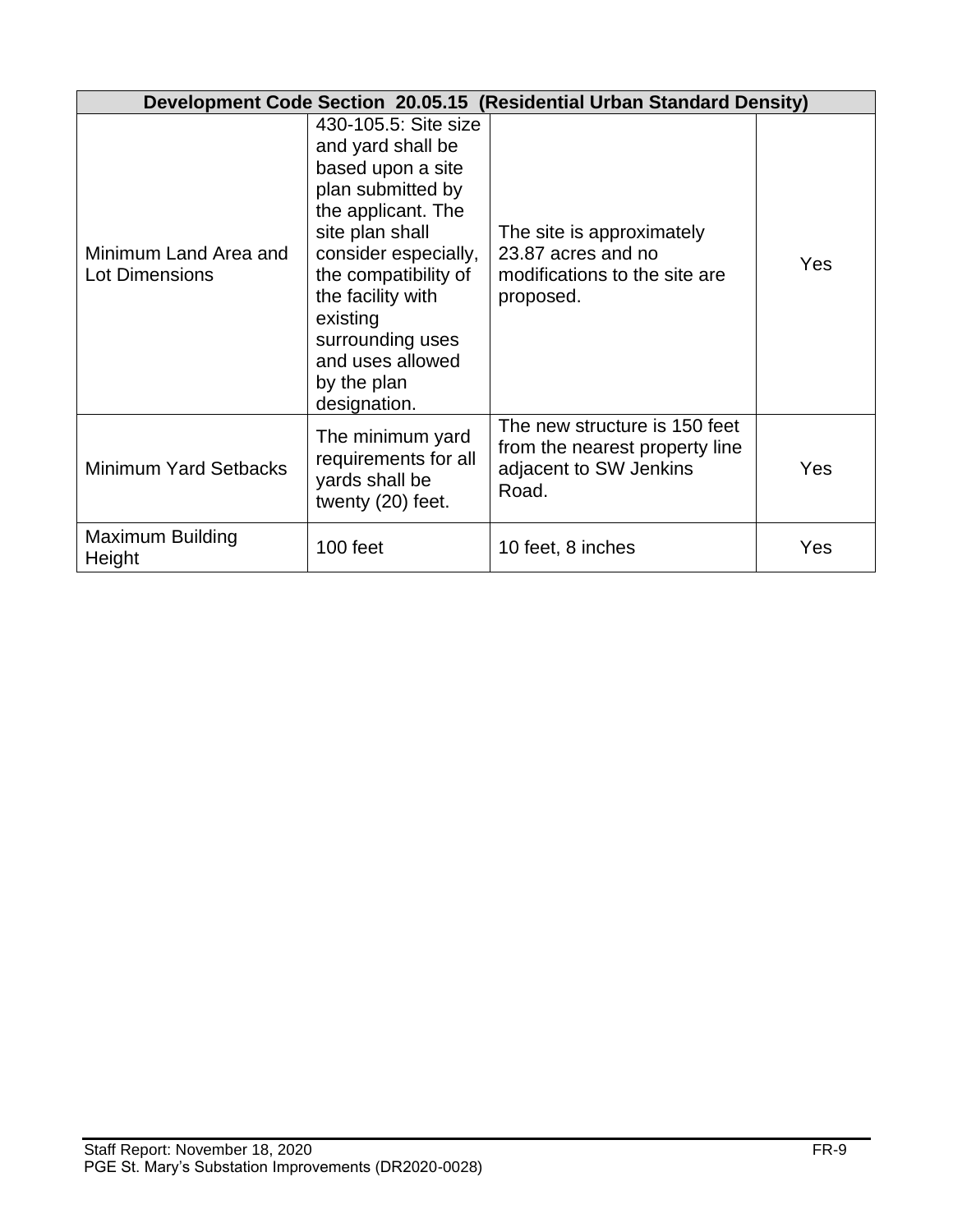| Development Code Section 20.05.15 (Residential Urban Standard Density) | | | |
|---|---|---|---|
| Minimum Land Area and Lot Dimensions | 430-105.5: Site size and yard shall be based upon a site plan submitted by the applicant. The site plan shall consider especially, the compatibility of the facility with existing surrounding uses and uses allowed by the plan designation. | The site is approximately 23.87 acres and no modifications to the site are proposed. | Yes |
| Minimum Yard Setbacks | The minimum yard requirements for all yards shall be twenty (20) feet. | The new structure is 150 feet from the nearest property line adjacent to SW Jenkins Road. | Yes |
| Maximum Building Height | 100 feet | 10 feet, 8 inches | Yes |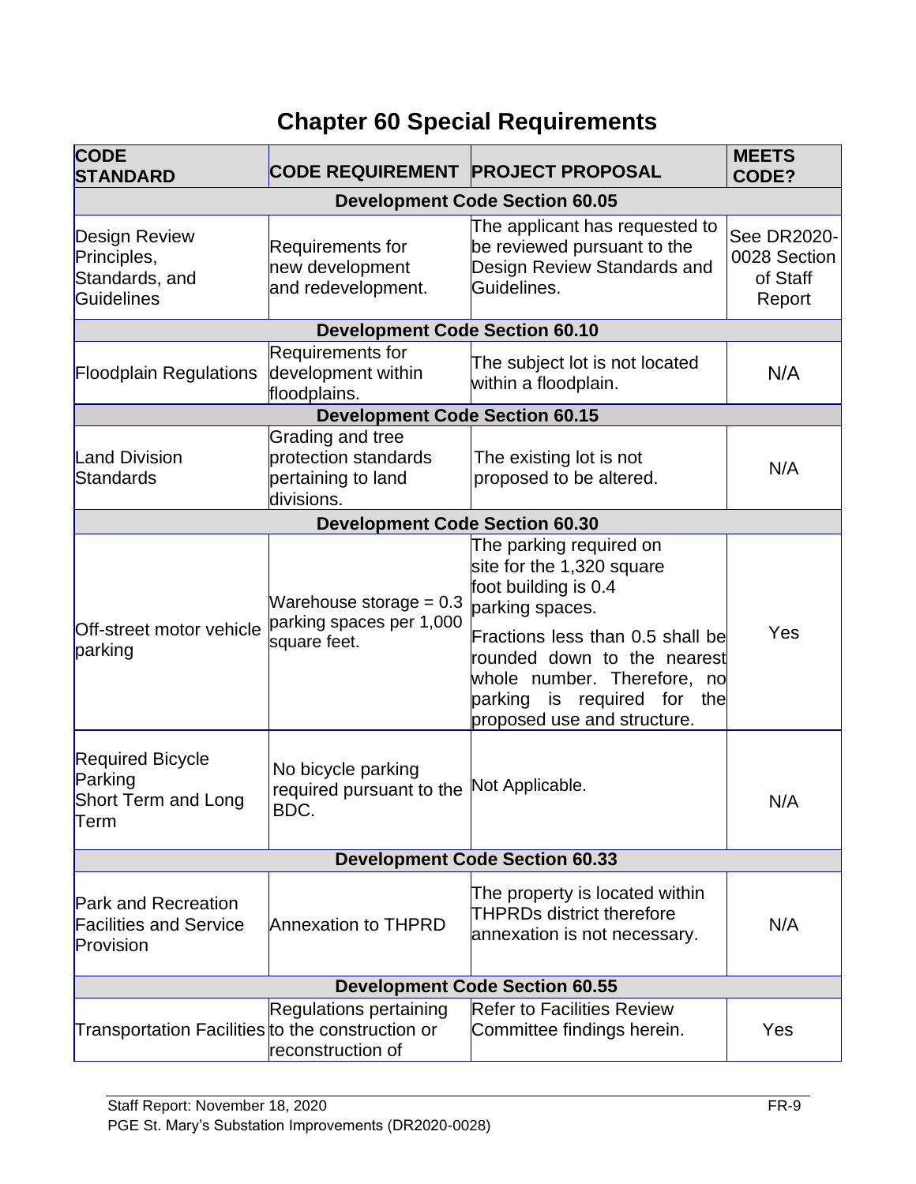# Chapter 60 Special Requirements

| CODE STANDARD | CODE REQUIREMENT | PROJECT PROPOSAL | MEETS CODE? |
|---|---|---|---|
| **Development Code Section 60.05** | | | |
| Design Review Principles, Standards, and Guidelines | Requirements for new development and redevelopment. | The applicant has requested to be reviewed pursuant to the Design Review Standards and Guidelines. | See DR2020-0028 Section of Staff Report |
| **Development Code Section 60.10** | | | |
| Floodplain Regulations | Requirements for development within floodplains. | The subject lot is not located within a floodplain. | N/A |
| **Development Code Section 60.15** | | | |
| Land Division Standards | Grading and tree protection standards pertaining to land divisions. | The existing lot is not proposed to be altered. | N/A |
| **Development Code Section 60.30** | | | |
| Off-street motor vehicle parking | Warehouse storage = 0.3 parking spaces per 1,000 square feet. | The parking required on site for the 1,320 square foot building is 0.4 parking spaces.<br><br>Fractions less than 0.5 shall be rounded down to the nearest whole number. Therefore, no parking is required for the proposed use and structure. | Yes |
| Required Bicycle Parking Short Term and Long Term | No bicycle parking required pursuant to the BDC. | Not Applicable. | N/A |
| **Development Code Section 60.33** | | | |
| Park and Recreation Facilities and Service Provision | Annexation to THPRD | The property is located within THPRDs district therefore annexation is not necessary. | N/A |
| **Development Code Section 60.55** | | | |
| Transportation Facilities | Regulations pertaining to the construction or reconstruction of | Refer to Facilities Review Committee findings herein. | Yes |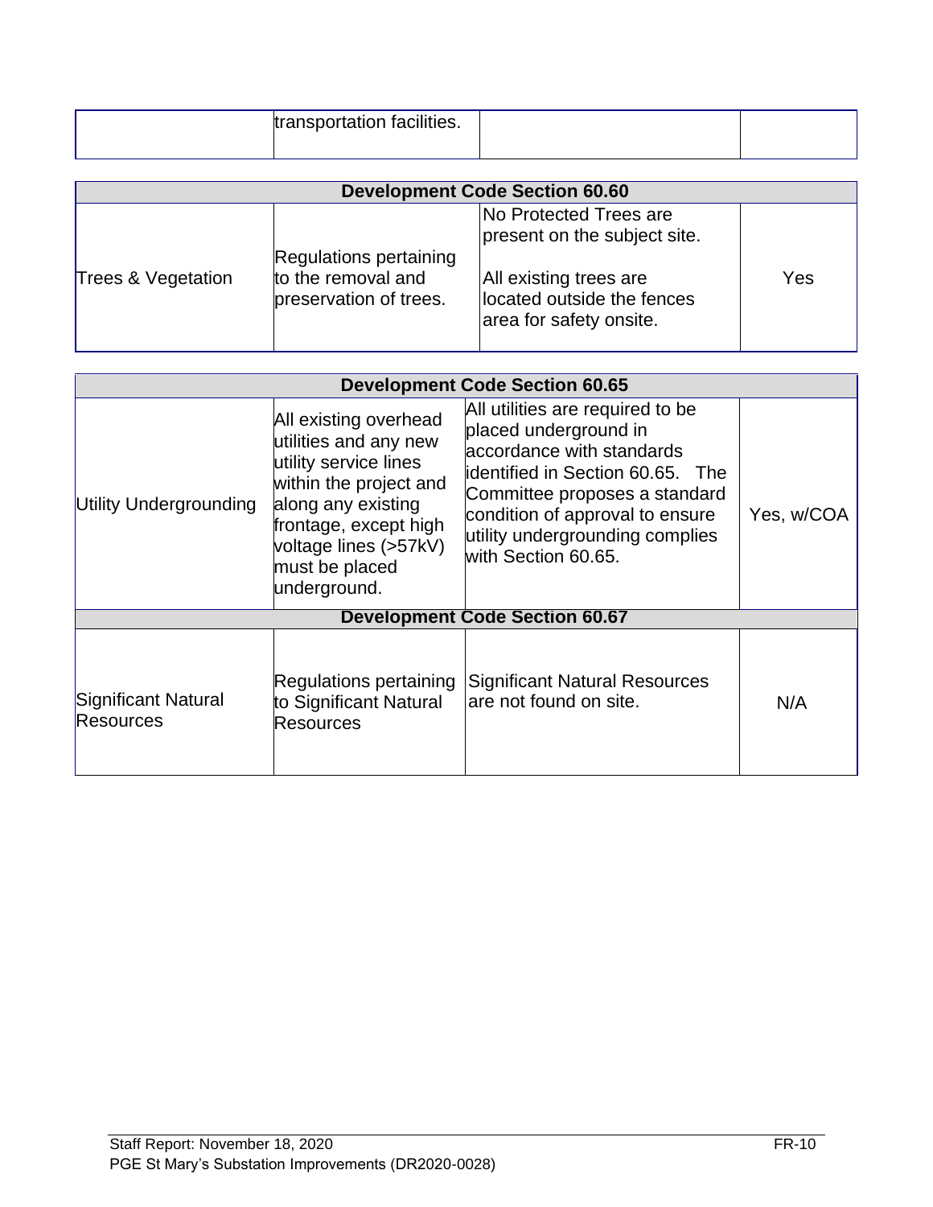| | transportation facilities. | | |
|---|---|---|---|

| **Development Code Section 60.60** | | | |
|---|---|---|---|
| Trees & Vegetation | Regulations pertaining to the removal and preservation of trees. | No Protected Trees are present on the subject site.<br><br>All existing trees are located outside the fences area for safety onsite. | Yes |

| **Development Code Section 60.65** | | | |
|---|---|---|---|
| Utility Undergrounding | All existing overhead utilities and any new utility service lines within the project and along any existing frontage, except high voltage lines (>57kV) must be placed underground. | All utilities are required to be placed underground in accordance with standards identified in Section 60.65. The Committee proposes a standard condition of approval to ensure utility undergrounding complies with Section 60.65. | Yes, w/COA |
| **Development Code Section 60.67** | | | |
| Significant Natural Resources | Regulations pertaining to Significant Natural Resources | Significant Natural Resources are not found on site. | N/A |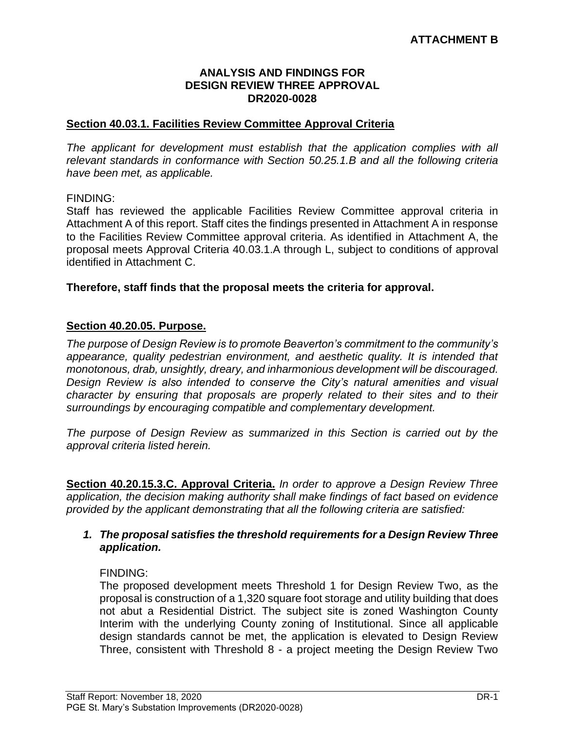**ATTACHMENT B**

**ANALYSIS AND FINDINGS FOR DESIGN REVIEW THREE APPROVAL DR2020-0028**

**Section 40.03.1. Facilities Review Committee Approval Criteria**

*The applicant for development must establish that the application complies with all relevant standards in conformance with Section 50.25.1.B and all the following criteria have been met, as applicable.*

FINDING:
Staff has reviewed the applicable Facilities Review Committee approval criteria in Attachment A of this report. Staff cites the findings presented in Attachment A in response to the Facilities Review Committee approval criteria. As identified in Attachment A, the proposal meets Approval Criteria 40.03.1.A through L, subject to conditions of approval identified in Attachment C.

**Therefore, staff finds that the proposal meets the criteria for approval.**

**Section 40.20.05. Purpose.**

*The purpose of Design Review is to promote Beaverton's commitment to the community's appearance, quality pedestrian environment, and aesthetic quality. It is intended that monotonous, drab, unsightly, dreary, and inharmonious development will be discouraged. Design Review is also intended to conserve the City's natural amenities and visual character by ensuring that proposals are properly related to their sites and to their surroundings by encouraging compatible and complementary development.*

*The purpose of Design Review as summarized in this Section is carried out by the approval criteria listed herein.*

**Section 40.20.15.3.C. Approval Criteria.** *In order to approve a Design Review Three application, the decision making authority shall make findings of fact based on evidence provided by the applicant demonstrating that all the following criteria are satisfied:*

1. ***The proposal satisfies the threshold requirements for a Design Review Three application.***

   FINDING:
   The proposed development meets Threshold 1 for Design Review Two, as the proposal is construction of a 1,320 square foot storage and utility building that does not abut a Residential District. The subject site is zoned Washington County Interim with the underlying County zoning of Institutional. Since all applicable design standards cannot be met, the application is elevated to Design Review Three, consistent with Threshold 8 - a project meeting the Design Review Two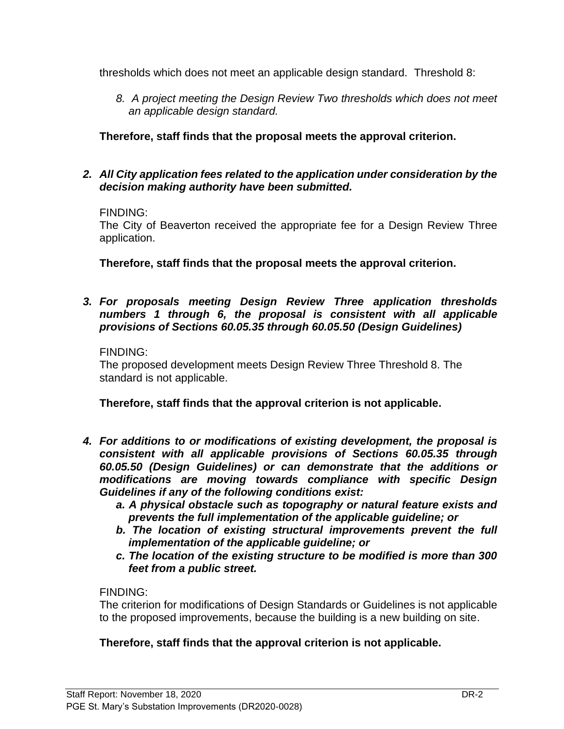thresholds which does not meet an applicable design standard. Threshold 8:

*8. A project meeting the Design Review Two thresholds which does not meet an applicable design standard.*

**Therefore, staff finds that the proposal meets the approval criterion.**

***2. All City application fees related to the application under consideration by the decision making authority have been submitted.***

FINDING:
The City of Beaverton received the appropriate fee for a Design Review Three application.

**Therefore, staff finds that the proposal meets the approval criterion.**

***3. For proposals meeting Design Review Three application thresholds numbers 1 through 6, the proposal is consistent with all applicable provisions of Sections 60.05.35 through 60.05.50 (Design Guidelines)***

FINDING:
The proposed development meets Design Review Three Threshold 8. The standard is not applicable.

**Therefore, staff finds that the approval criterion is not applicable.**

***4. For additions to or modifications of existing development, the proposal is consistent with all applicable provisions of Sections 60.05.35 through 60.05.50 (Design Guidelines) or can demonstrate that the additions or modifications are moving towards compliance with specific Design Guidelines if any of the following conditions exist:***

- ***a. A physical obstacle such as topography or natural feature exists and prevents the full implementation of the applicable guideline; or***
- ***b. The location of existing structural improvements prevent the full implementation of the applicable guideline; or***
- ***c. The location of the existing structure to be modified is more than 300 feet from a public street.***

FINDING:
The criterion for modifications of Design Standards or Guidelines is not applicable to the proposed improvements, because the building is a new building on site.

**Therefore, staff finds that the approval criterion is not applicable.**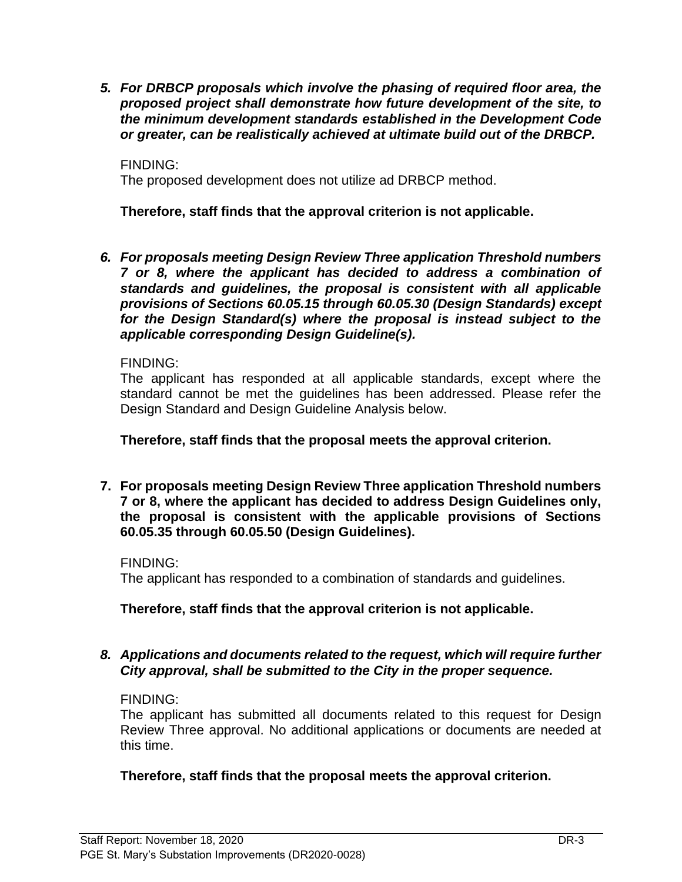5. ***For DRBCP proposals which involve the phasing of required floor area, the proposed project shall demonstrate how future development of the site, to the minimum development standards established in the Development Code or greater, can be realistically achieved at ultimate build out of the DRBCP.***

   FINDING:
   The proposed development does not utilize ad DRBCP method.

   **Therefore, staff finds that the approval criterion is not applicable.**

6. ***For proposals meeting Design Review Three application Threshold numbers 7 or 8, where the applicant has decided to address a combination of standards and guidelines, the proposal is consistent with all applicable provisions of Sections 60.05.15 through 60.05.30 (Design Standards) except for the Design Standard(s) where the proposal is instead subject to the applicable corresponding Design Guideline(s).***

   FINDING:
   The applicant has responded at all applicable standards, except where the standard cannot be met the guidelines has been addressed. Please refer the Design Standard and Design Guideline Analysis below.

   **Therefore, staff finds that the proposal meets the approval criterion.**

7. **For proposals meeting Design Review Three application Threshold numbers 7 or 8, where the applicant has decided to address Design Guidelines only, the proposal is consistent with the applicable provisions of Sections 60.05.35 through 60.05.50 (Design Guidelines).**

   FINDING:
   The applicant has responded to a combination of standards and guidelines.

   **Therefore, staff finds that the approval criterion is not applicable.**

8. ***Applications and documents related to the request, which will require further City approval, shall be submitted to the City in the proper sequence.***

   FINDING:
   The applicant has submitted all documents related to this request for Design Review Three approval. No additional applications or documents are needed at this time.

   **Therefore, staff finds that the proposal meets the approval criterion.**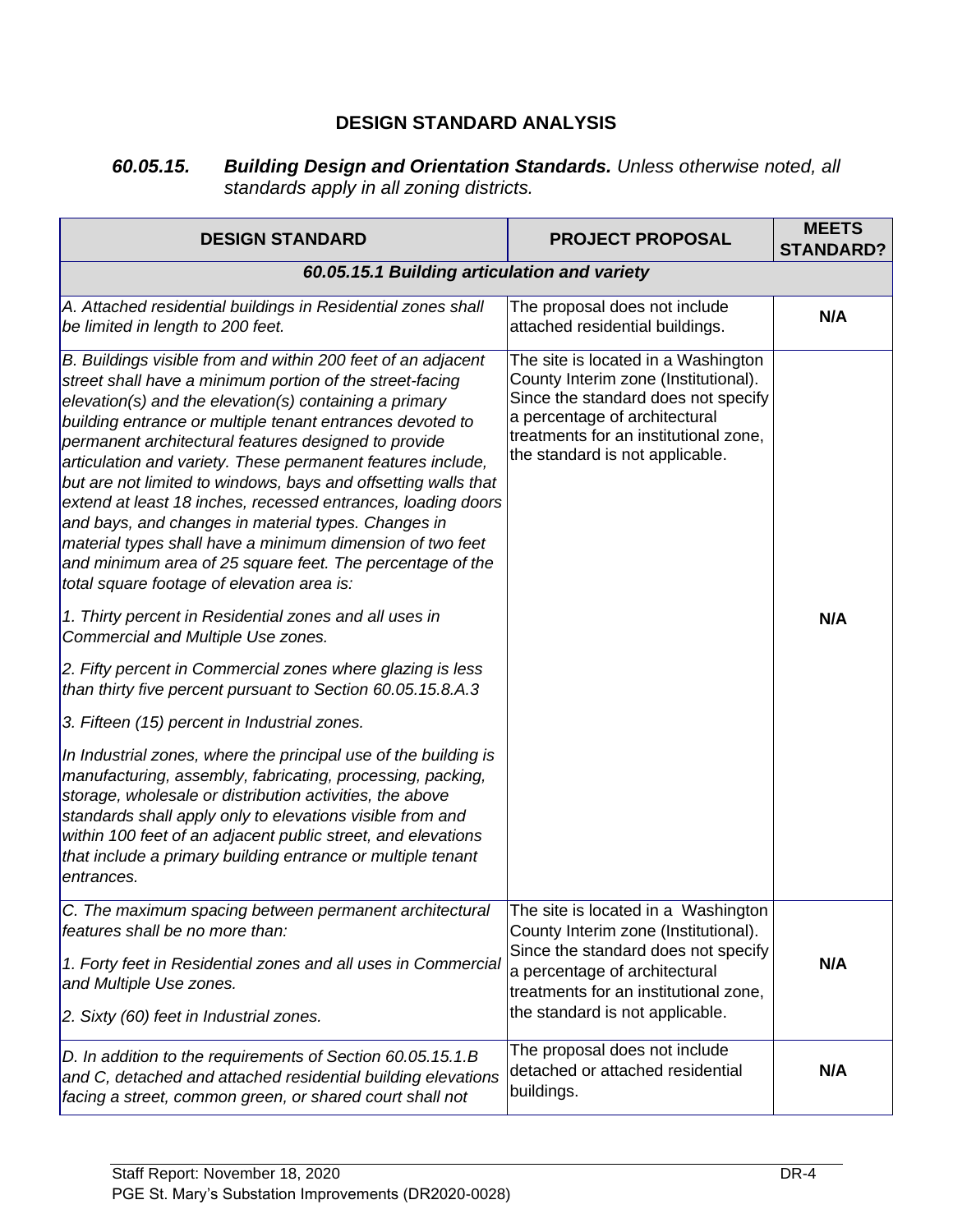## DESIGN STANDARD ANALYSIS

### *60.05.15. **Building Design and Orientation Standards.** Unless otherwise noted, all standards apply in all zoning districts.*

| DESIGN STANDARD | PROJECT PROPOSAL | MEETS STANDARD? |
|---|---|---|
| ***60.05.15.1 Building articulation and variety*** | | |
| *A. Attached residential buildings in Residential zones shall be limited in length to 200 feet.* | The proposal does not include attached residential buildings. | **N/A** |
| *B. Buildings visible from and within 200 feet of an adjacent street shall have a minimum portion of the street-facing elevation(s) and the elevation(s) containing a primary building entrance or multiple tenant entrances devoted to permanent architectural features designed to provide articulation and variety. These permanent features include, but are not limited to windows, bays and offsetting walls that extend at least 18 inches, recessed entrances, loading doors and bays, and changes in material types. Changes in material types shall have a minimum dimension of two feet and minimum area of 25 square feet. The percentage of the total square footage of elevation area is:*<br><br>*1. Thirty percent in Residential zones and all uses in Commercial and Multiple Use zones.*<br><br>*2. Fifty percent in Commercial zones where glazing is less than thirty five percent pursuant to Section 60.05.15.8.A.3*<br><br>*3. Fifteen (15) percent in Industrial zones.*<br><br>*In Industrial zones, where the principal use of the building is manufacturing, assembly, fabricating, processing, packing, storage, wholesale or distribution activities, the above standards shall apply only to elevations visible from and within 100 feet of an adjacent public street, and elevations that include a primary building entrance or multiple tenant entrances.* | The site is located in a Washington County Interim zone (Institutional). Since the standard does not specify a percentage of architectural treatments for an institutional zone, the standard is not applicable. | **N/A** |
| *C. The maximum spacing between permanent architectural features shall be no more than:*<br><br>*1. Forty feet in Residential zones and all uses in Commercial and Multiple Use zones.*<br><br>*2. Sixty (60) feet in Industrial zones.* | The site is located in a Washington County Interim zone (Institutional). Since the standard does not specify a percentage of architectural treatments for an institutional zone, the standard is not applicable. | **N/A** |
| *D. In addition to the requirements of Section 60.05.15.1.B and C, detached and attached residential building elevations facing a street, common green, or shared court shall not* | The proposal does not include detached or attached residential buildings. | **N/A** |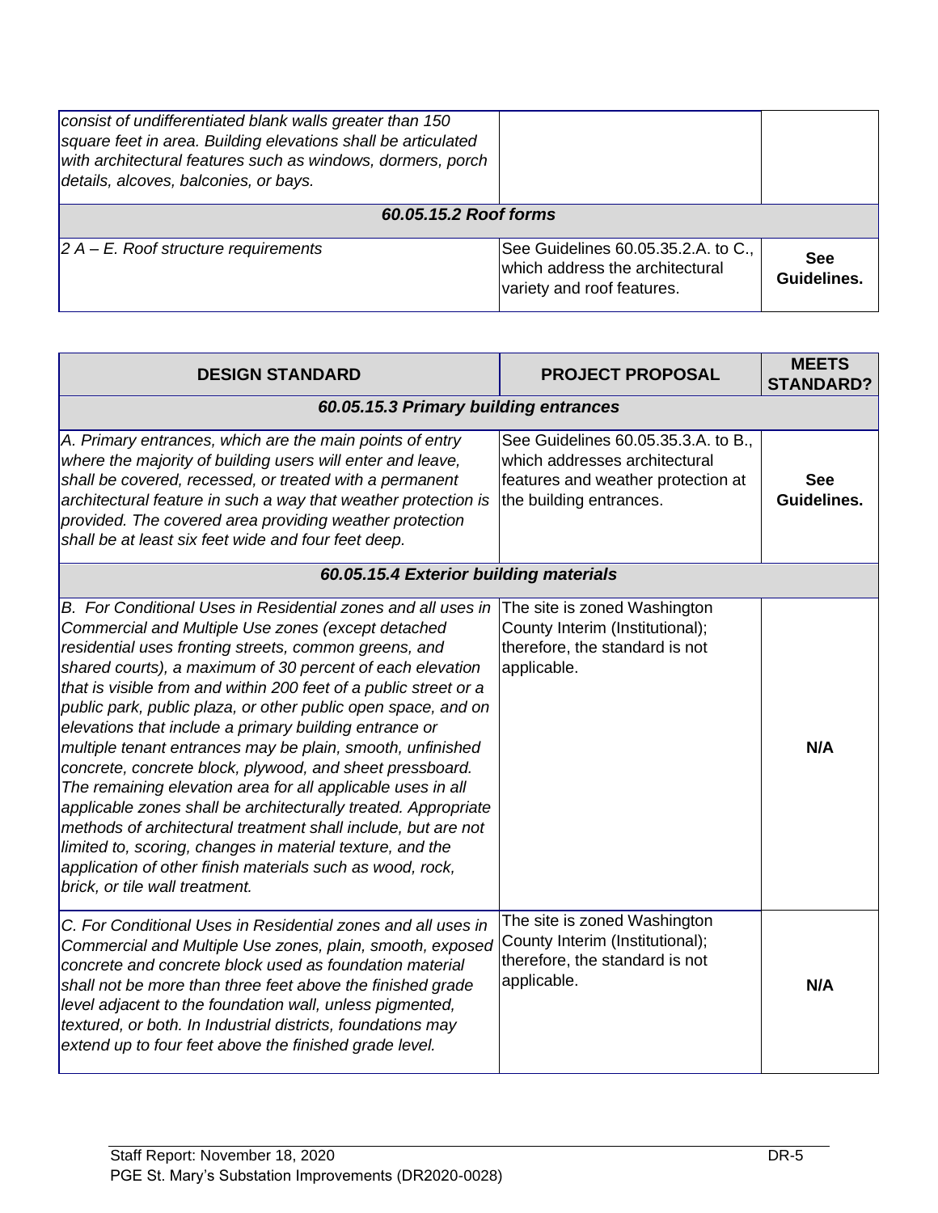| | | |
|---|---|---|
| *consist of undifferentiated blank walls greater than 150 square feet in area. Building elevations shall be articulated with architectural features such as windows, dormers, porch details, alcoves, balconies, or bays.* | | |
| ***60.05.15.2 Roof forms*** | | |
| *2 A – E. Roof structure requirements* | See Guidelines 60.05.35.2.A. to C., which address the architectural variety and roof features. | **See Guidelines.** |

| DESIGN STANDARD | PROJECT PROPOSAL | MEETS STANDARD? |
|---|---|---|
| ***60.05.15.3 Primary building entrances*** | | |
| *A. Primary entrances, which are the main points of entry where the majority of building users will enter and leave, shall be covered, recessed, or treated with a permanent architectural feature in such a way that weather protection is provided. The covered area providing weather protection shall be at least six feet wide and four feet deep.* | See Guidelines 60.05.35.3.A. to B., which addresses architectural features and weather protection at the building entrances. | **See Guidelines.** |
| ***60.05.15.4 Exterior building materials*** | | |
| *B. For Conditional Uses in Residential zones and all uses in Commercial and Multiple Use zones (except detached residential uses fronting streets, common greens, and shared courts), a maximum of 30 percent of each elevation that is visible from and within 200 feet of a public street or a public park, public plaza, or other public open space, and on elevations that include a primary building entrance or multiple tenant entrances may be plain, smooth, unfinished concrete, concrete block, plywood, and sheet pressboard. The remaining elevation area for all applicable uses in all applicable zones shall be architecturally treated. Appropriate methods of architectural treatment shall include, but are not limited to, scoring, changes in material texture, and the application of other finish materials such as wood, rock, brick, or tile wall treatment.* | The site is zoned Washington County Interim (Institutional); therefore, the standard is not applicable. | **N/A** |
| *C. For Conditional Uses in Residential zones and all uses in Commercial and Multiple Use zones, plain, smooth, exposed concrete and concrete block used as foundation material shall not be more than three feet above the finished grade level adjacent to the foundation wall, unless pigmented, textured, or both. In Industrial districts, foundations may extend up to four feet above the finished grade level.* | The site is zoned Washington County Interim (Institutional); therefore, the standard is not applicable. | **N/A** |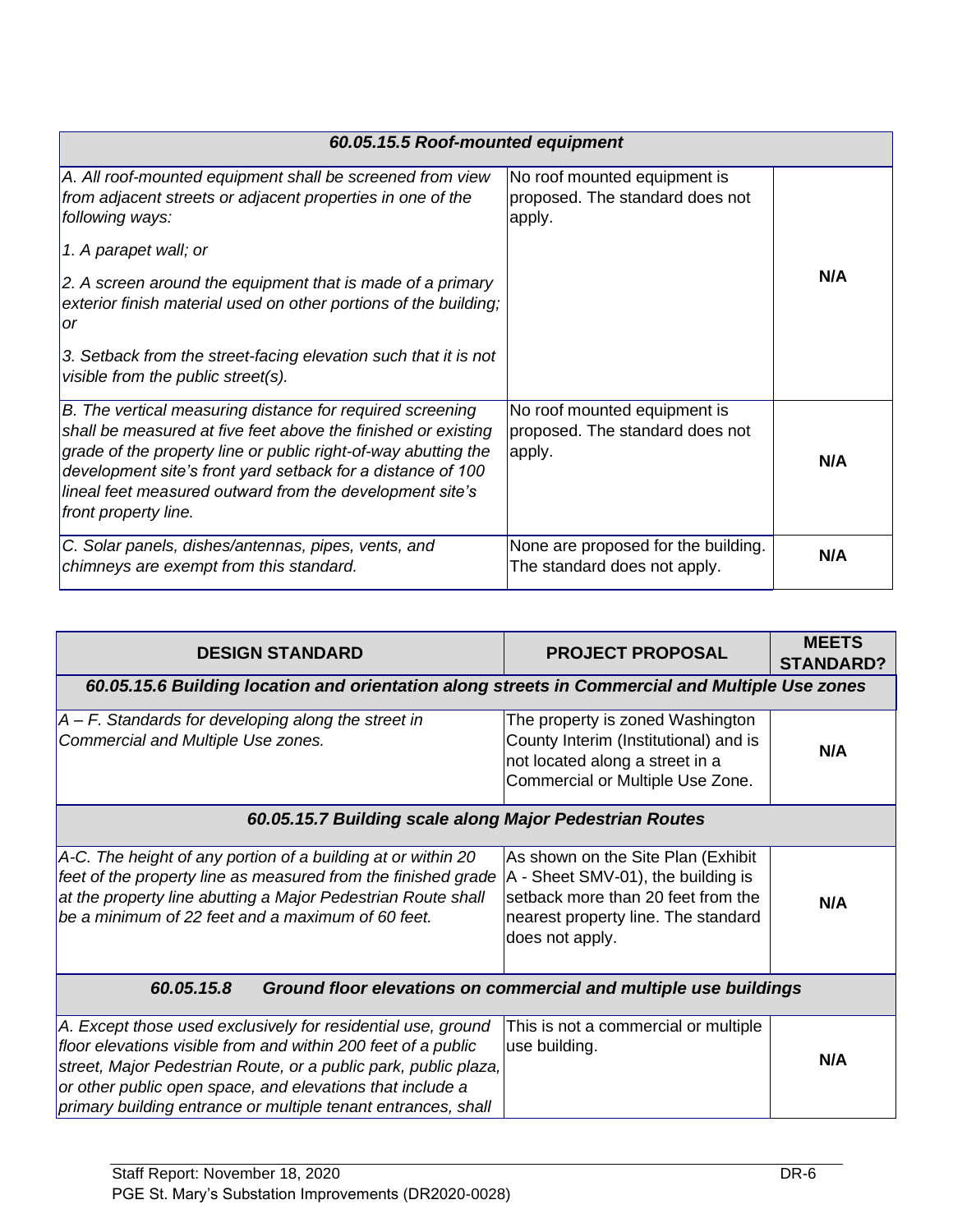| *60.05.15.5 Roof-mounted equipment* | | |
|---|---|---|
| *A. All roof-mounted equipment shall be screened from view from adjacent streets or adjacent properties in one of the following ways:*<br><br>*1. A parapet wall; or*<br><br>*2. A screen around the equipment that is made of a primary exterior finish material used on other portions of the building; or*<br><br>*3. Setback from the street-facing elevation such that it is not visible from the public street(s).* | No roof mounted equipment is proposed. The standard does not apply. | **N/A** |
| *B. The vertical measuring distance for required screening shall be measured at five feet above the finished or existing grade of the property line or public right-of-way abutting the development site's front yard setback for a distance of 100 lineal feet measured outward from the development site's front property line.* | No roof mounted equipment is proposed. The standard does not apply. | **N/A** |
| *C. Solar panels, dishes/antennas, pipes, vents, and chimneys are exempt from this standard.* | None are proposed for the building. The standard does not apply. | **N/A** |

| DESIGN STANDARD | PROJECT PROPOSAL | MEETS STANDARD? |
|---|---|---|
| ***60.05.15.6 Building location and orientation along streets in Commercial and Multiple Use zones*** | | |
| *A – F. Standards for developing along the street in Commercial and Multiple Use zones.* | The property is zoned Washington County Interim (Institutional) and is not located along a street in a Commercial or Multiple Use Zone. | **N/A** |
| ***60.05.15.7 Building scale along Major Pedestrian Routes*** | | |
| *A-C. The height of any portion of a building at or within 20 feet of the property line as measured from the finished grade at the property line abutting a Major Pedestrian Route shall be a minimum of 22 feet and a maximum of 60 feet.* | As shown on the Site Plan (Exhibit A - Sheet SMV-01), the building is setback more than 20 feet from the nearest property line. The standard does not apply. | **N/A** |
| ***60.05.15.8 Ground floor elevations on commercial and multiple use buildings*** | | |
| *A. Except those used exclusively for residential use, ground floor elevations visible from and within 200 feet of a public street, Major Pedestrian Route, or a public park, public plaza, or other public open space, and elevations that include a primary building entrance or multiple tenant entrances, shall* | This is not a commercial or multiple use building. | **N/A** |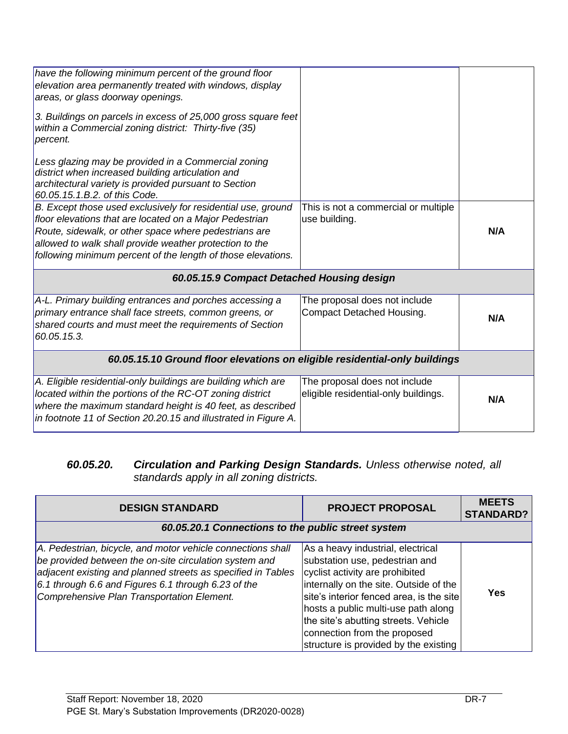| | | |
|---|---|---|
| *have the following minimum percent of the ground floor elevation area permanently treated with windows, display areas, or glass doorway openings.*<br><br>*3. Buildings on parcels in excess of 25,000 gross square feet within a Commercial zoning district: Thirty-five (35) percent.*<br><br>*Less glazing may be provided in a Commercial zoning district when increased building articulation and architectural variety is provided pursuant to Section 60.05.15.1.B.2. of this Code.* | | |
| *B. Except those used exclusively for residential use, ground floor elevations that are located on a Major Pedestrian Route, sidewalk, or other space where pedestrians are allowed to walk shall provide weather protection to the following minimum percent of the length of those elevations.* | This is not a commercial or multiple use building. | **N/A** |
| ***60.05.15.9 Compact Detached Housing design*** | | |
| *A-L. Primary building entrances and porches accessing a primary entrance shall face streets, common greens, or shared courts and must meet the requirements of Section 60.05.15.3.* | The proposal does not include Compact Detached Housing. | **N/A** |
| ***60.05.15.10 Ground floor elevations on eligible residential-only buildings*** | | |
| *A. Eligible residential-only buildings are building which are located within the portions of the RC-OT zoning district where the maximum standard height is 40 feet, as described in footnote 11 of Section 20.20.15 and illustrated in Figure A.* | The proposal does not include eligible residential-only buildings. | **N/A** |

***60.05.20. Circulation and Parking Design Standards.*** *Unless otherwise noted, all standards apply in all zoning districts.*

| DESIGN STANDARD | PROJECT PROPOSAL | MEETS STANDARD? |
|---|---|---|
| ***60.05.20.1 Connections to the public street system*** | | |
| *A. Pedestrian, bicycle, and motor vehicle connections shall be provided between the on-site circulation system and adjacent existing and planned streets as specified in Tables 6.1 through 6.6 and Figures 6.1 through 6.23 of the Comprehensive Plan Transportation Element.* | As a heavy industrial, electrical substation use, pedestrian and cyclist activity are prohibited internally on the site. Outside of the site's interior fenced area, is the site hosts a public multi-use path along the site's abutting streets. Vehicle connection from the proposed structure is provided by the existing | **Yes** |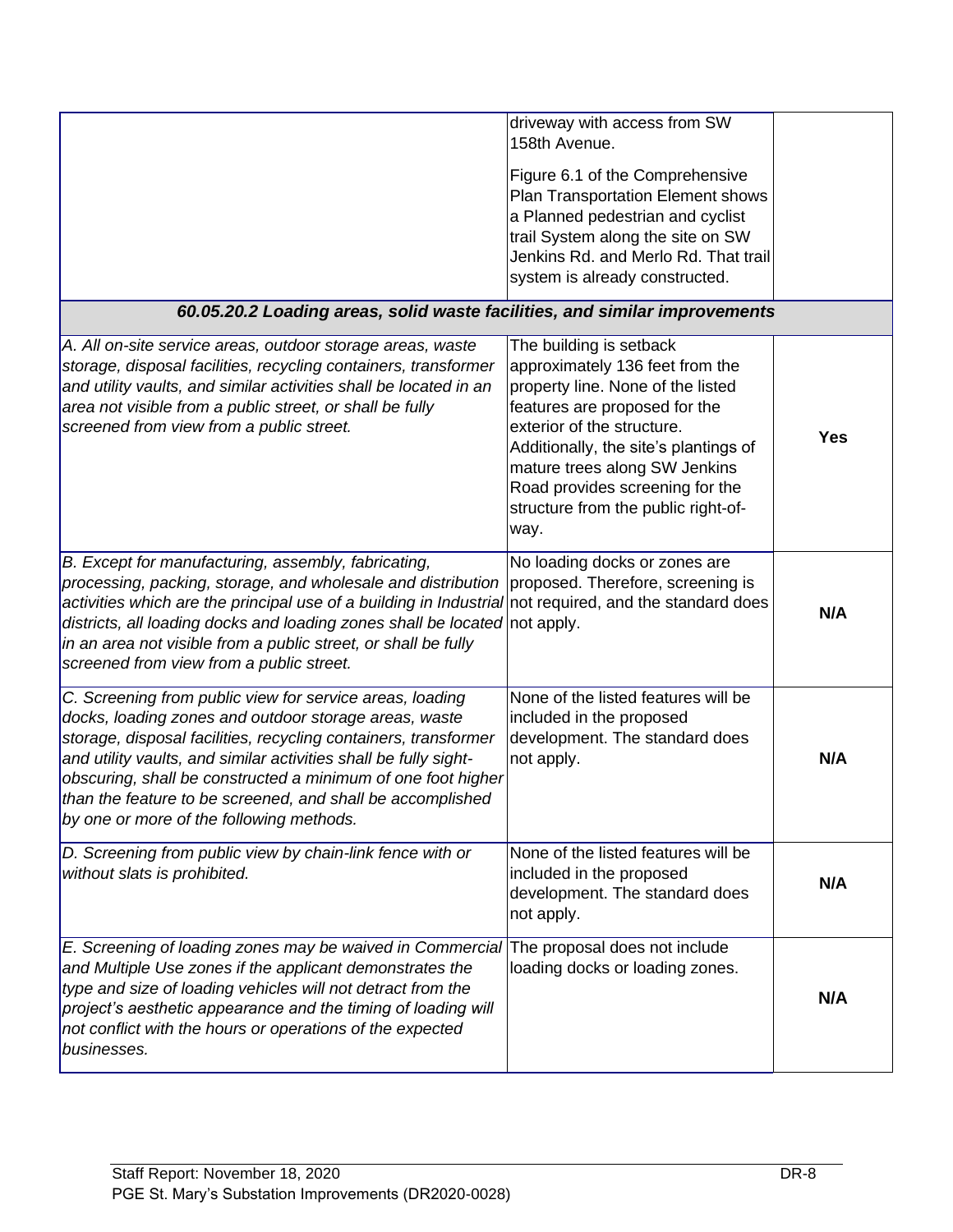| | | |
|---|---|---|
| | driveway with access from SW 158th Avenue.<br><br>Figure 6.1 of the Comprehensive Plan Transportation Element shows a Planned pedestrian and cyclist trail System along the site on SW Jenkins Rd. and Merlo Rd. That trail system is already constructed. | |
| ***60.05.20.2 Loading areas, solid waste facilities, and similar improvements*** | | |
| *A. All on-site service areas, outdoor storage areas, waste storage, disposal facilities, recycling containers, transformer and utility vaults, and similar activities shall be located in an area not visible from a public street, or shall be fully screened from view from a public street.* | The building is setback approximately 136 feet from the property line. None of the listed features are proposed for the exterior of the structure. Additionally, the site's plantings of mature trees along SW Jenkins Road provides screening for the structure from the public right-of-way. | **Yes** |
| *B. Except for manufacturing, assembly, fabricating, processing, packing, storage, and wholesale and distribution activities which are the principal use of a building in Industrial districts, all loading docks and loading zones shall be located in an area not visible from a public street, or shall be fully screened from view from a public street.* | No loading docks or zones are proposed. Therefore, screening is not required, and the standard does not apply. | **N/A** |
| *C. Screening from public view for service areas, loading docks, loading zones and outdoor storage areas, waste storage, disposal facilities, recycling containers, transformer and utility vaults, and similar activities shall be fully sight-obscuring, shall be constructed a minimum of one foot higher than the feature to be screened, and shall be accomplished by one or more of the following methods.* | None of the listed features will be included in the proposed development. The standard does not apply. | **N/A** |
| *D. Screening from public view by chain-link fence with or without slats is prohibited.* | None of the listed features will be included in the proposed development. The standard does not apply. | **N/A** |
| *E. Screening of loading zones may be waived in Commercial and Multiple Use zones if the applicant demonstrates the type and size of loading vehicles will not detract from the project's aesthetic appearance and the timing of loading will not conflict with the hours or operations of the expected businesses.* | The proposal does not include loading docks or loading zones. | **N/A** |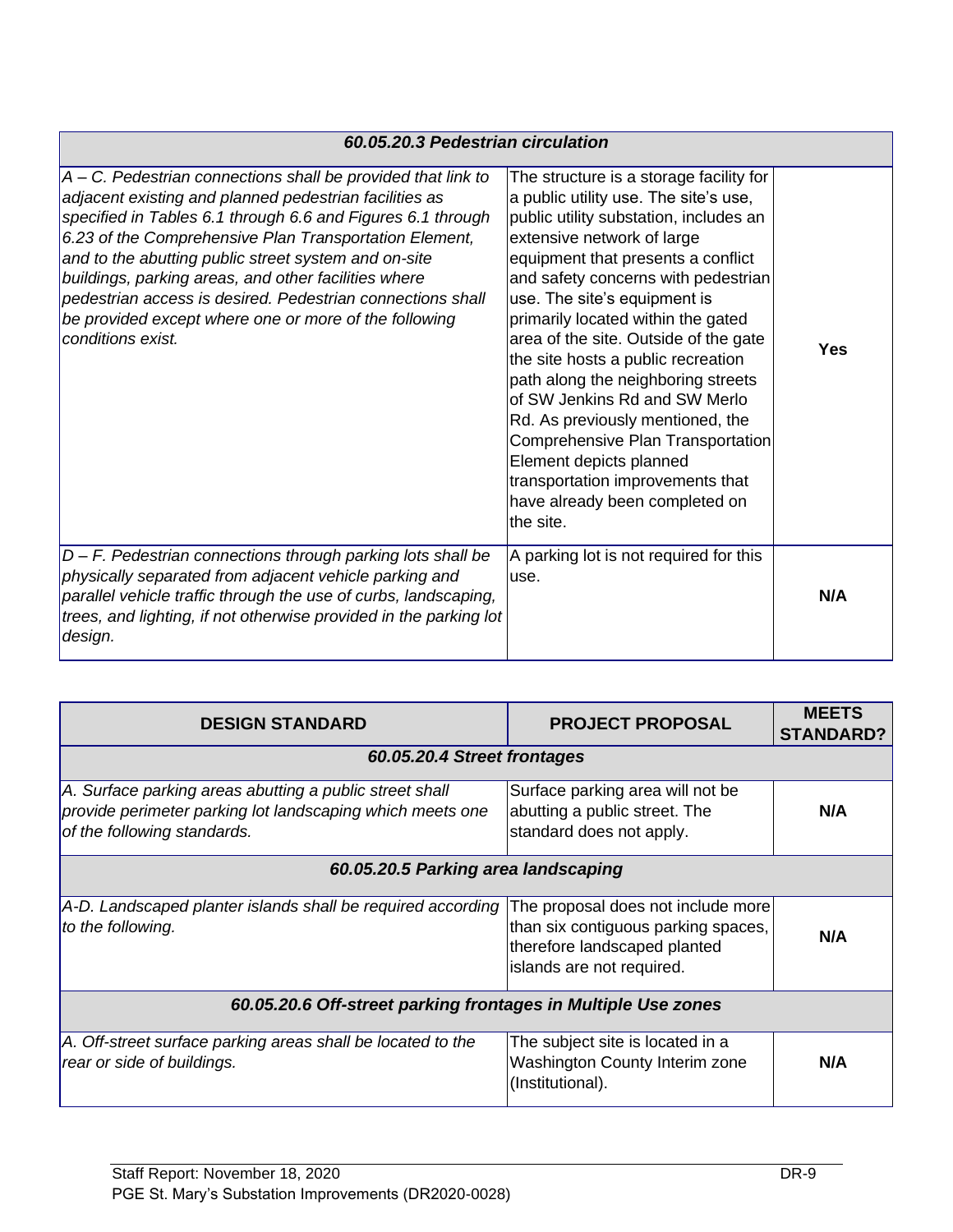| 60.05.20.3 Pedestrian circulation | | |
|---|---|---|
| *A – C. Pedestrian connections shall be provided that link to adjacent existing and planned pedestrian facilities as specified in Tables 6.1 through 6.6 and Figures 6.1 through 6.23 of the Comprehensive Plan Transportation Element, and to the abutting public street system and on-site buildings, parking areas, and other facilities where pedestrian access is desired. Pedestrian connections shall be provided except where one or more of the following conditions exist.* | The structure is a storage facility for a public utility use. The site's use, public utility substation, includes an extensive network of large equipment that presents a conflict and safety concerns with pedestrian use. The site's equipment is primarily located within the gated area of the site. Outside of the gate the site hosts a public recreation path along the neighboring streets of SW Jenkins Rd and SW Merlo Rd. As previously mentioned, the Comprehensive Plan Transportation Element depicts planned transportation improvements that have already been completed on the site. | **Yes** |
| *D – F. Pedestrian connections through parking lots shall be physically separated from adjacent vehicle parking and parallel vehicle traffic through the use of curbs, landscaping, trees, and lighting, if not otherwise provided in the parking lot design.* | A parking lot is not required for this use. | **N/A** |

| DESIGN STANDARD | PROJECT PROPOSAL | MEETS STANDARD? |
|---|---|---|
| ***60.05.20.4 Street frontages*** | | |
| *A. Surface parking areas abutting a public street shall provide perimeter parking lot landscaping which meets one of the following standards.* | Surface parking area will not be abutting a public street. The standard does not apply. | **N/A** |
| ***60.05.20.5 Parking area landscaping*** | | |
| *A-D. Landscaped planter islands shall be required according to the following.* | The proposal does not include more than six contiguous parking spaces, therefore landscaped planted islands are not required. | **N/A** |
| ***60.05.20.6 Off-street parking frontages in Multiple Use zones*** | | |
| *A. Off-street surface parking areas shall be located to the rear or side of buildings.* | The subject site is located in a Washington County Interim zone (Institutional). | **N/A** |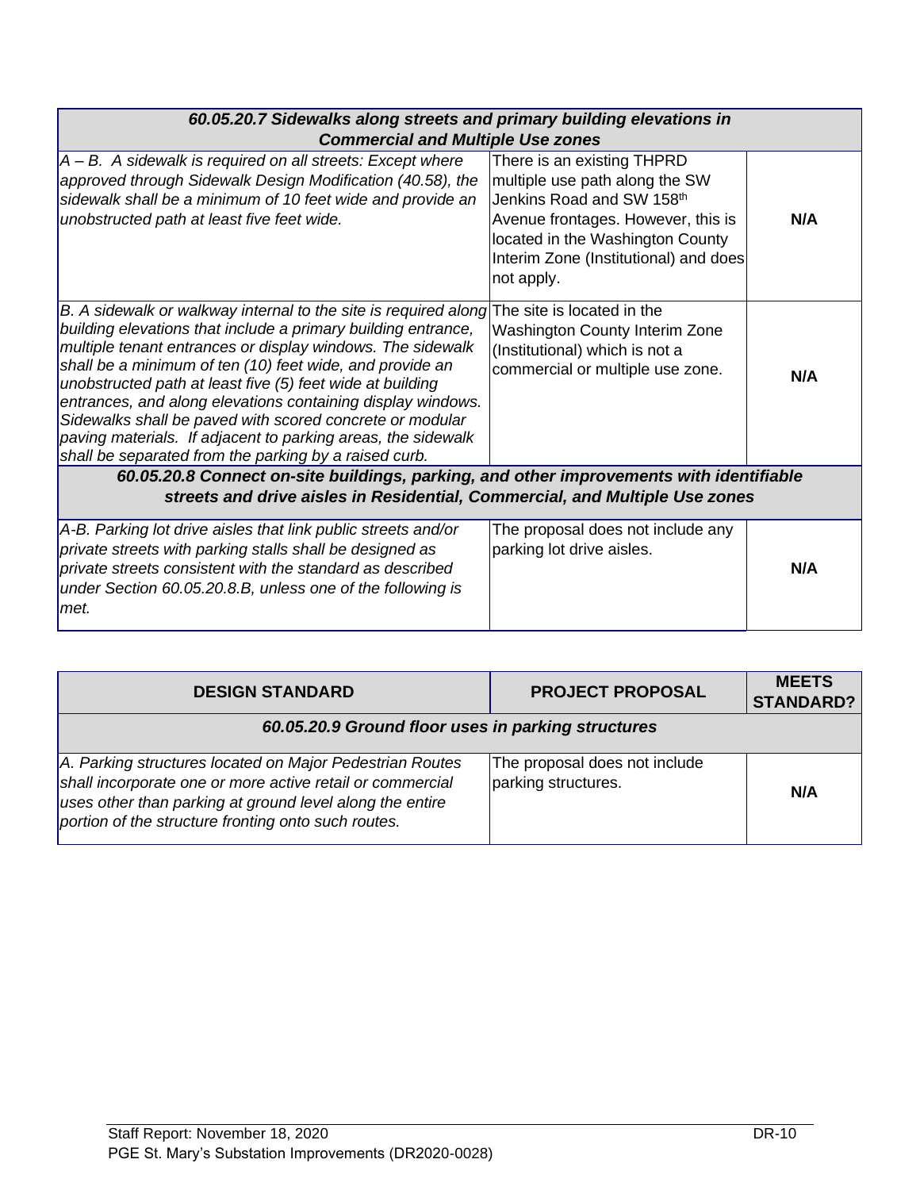| *60.05.20.7 Sidewalks along streets and primary building elevations in Commercial and Multiple Use zones* | | |
|---|---|---|
| *A – B. A sidewalk is required on all streets: Except where approved through Sidewalk Design Modification (40.58), the sidewalk shall be a minimum of 10 feet wide and provide an unobstructed path at least five feet wide.* | There is an existing THPRD multiple use path along the SW Jenkins Road and SW 158th Avenue frontages. However, this is located in the Washington County Interim Zone (Institutional) and does not apply. | **N/A** |
| *B. A sidewalk or walkway internal to the site is required along building elevations that include a primary building entrance, multiple tenant entrances or display windows. The sidewalk shall be a minimum of ten (10) feet wide, and provide an unobstructed path at least five (5) feet wide at building entrances, and along elevations containing display windows. Sidewalks shall be paved with scored concrete or modular paving materials. If adjacent to parking areas, the sidewalk shall be separated from the parking by a raised curb.* | The site is located in the Washington County Interim Zone (Institutional) which is not a commercial or multiple use zone. | **N/A** |
| ***60.05.20.8 Connect on-site buildings, parking, and other improvements with identifiable streets and drive aisles in Residential, Commercial, and Multiple Use zones*** | | |
| *A-B. Parking lot drive aisles that link public streets and/or private streets with parking stalls shall be designed as private streets consistent with the standard as described under Section 60.05.20.8.B, unless one of the following is met.* | The proposal does not include any parking lot drive aisles. | **N/A** |

| DESIGN STANDARD | PROJECT PROPOSAL | MEETS STANDARD? |
|---|---|---|
| ***60.05.20.9 Ground floor uses in parking structures*** | | |
| *A. Parking structures located on Major Pedestrian Routes shall incorporate one or more active retail or commercial uses other than parking at ground level along the entire portion of the structure fronting onto such routes.* | The proposal does not include parking structures. | **N/A** |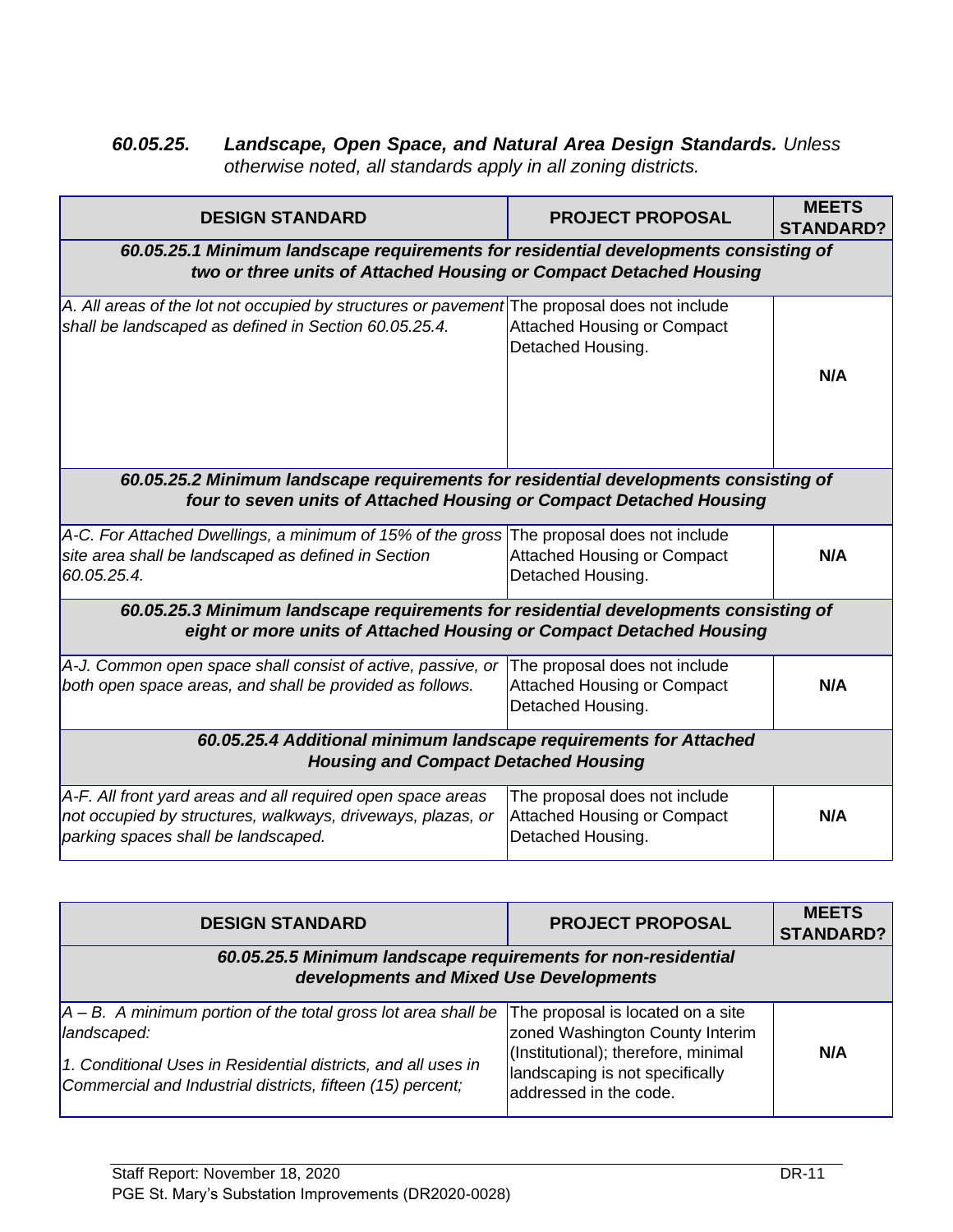### *60.05.25. Landscape, Open Space, and Natural Area Design Standards.* *Unless otherwise noted, all standards apply in all zoning districts.*

| DESIGN STANDARD | PROJECT PROPOSAL | MEETS STANDARD? |
|---|---|---|
| ***60.05.25.1 Minimum landscape requirements for residential developments consisting of two or three units of Attached Housing or Compact Detached Housing*** | | |
| *A. All areas of the lot not occupied by structures or pavement shall be landscaped as defined in Section 60.05.25.4.* | The proposal does not include Attached Housing or Compact Detached Housing. | **N/A** |
| ***60.05.25.2 Minimum landscape requirements for residential developments consisting of four to seven units of Attached Housing or Compact Detached Housing*** | | |
| *A-C. For Attached Dwellings, a minimum of 15% of the gross site area shall be landscaped as defined in Section 60.05.25.4.* | The proposal does not include Attached Housing or Compact Detached Housing. | **N/A** |
| ***60.05.25.3 Minimum landscape requirements for residential developments consisting of eight or more units of Attached Housing or Compact Detached Housing*** | | |
| *A-J. Common open space shall consist of active, passive, or both open space areas, and shall be provided as follows.* | The proposal does not include Attached Housing or Compact Detached Housing. | **N/A** |
| ***60.05.25.4 Additional minimum landscape requirements for Attached Housing and Compact Detached Housing*** | | |
| *A-F. All front yard areas and all required open space areas not occupied by structures, walkways, driveways, plazas, or parking spaces shall be landscaped.* | The proposal does not include Attached Housing or Compact Detached Housing. | **N/A** |

| DESIGN STANDARD | PROJECT PROPOSAL | MEETS STANDARD? |
|---|---|---|
| ***60.05.25.5 Minimum landscape requirements for non-residential developments and Mixed Use Developments*** | | |
| *A – B. A minimum portion of the total gross lot area shall be landscaped:*<br><br>*1. Conditional Uses in Residential districts, and all uses in Commercial and Industrial districts, fifteen (15) percent;* | The proposal is located on a site zoned Washington County Interim (Institutional); therefore, minimal landscaping is not specifically addressed in the code. | **N/A** |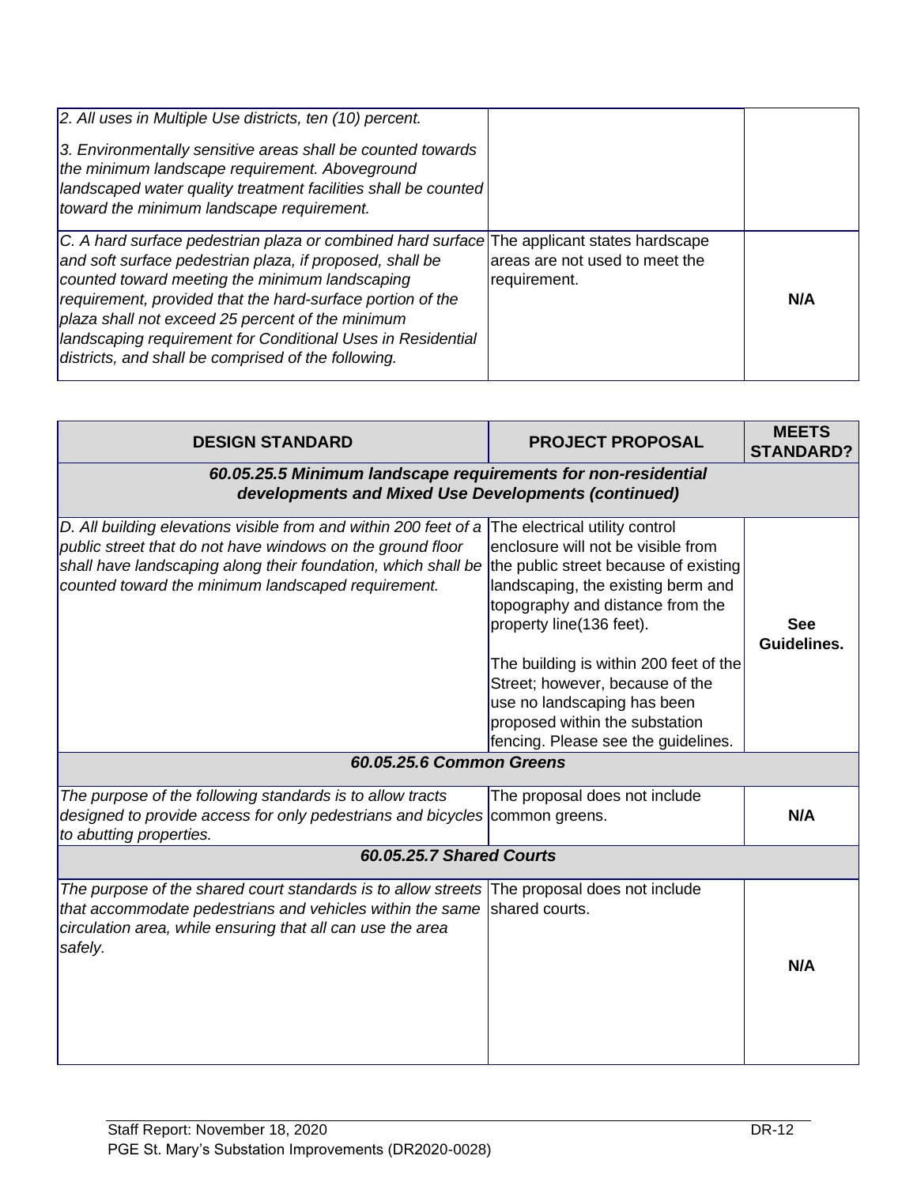| | | |
|---|---|---|
| *2. All uses in Multiple Use districts, ten (10) percent.*<br><br>*3. Environmentally sensitive areas shall be counted towards the minimum landscape requirement. Aboveground landscaped water quality treatment facilities shall be counted toward the minimum landscape requirement.* | | |
| *C. A hard surface pedestrian plaza or combined hard surface and soft surface pedestrian plaza, if proposed, shall be counted toward meeting the minimum landscaping requirement, provided that the hard-surface portion of the plaza shall not exceed 25 percent of the minimum landscaping requirement for Conditional Uses in Residential districts, and shall be comprised of the following.* | The applicant states hardscape areas are not used to meet the requirement. | **N/A** |

| DESIGN STANDARD | PROJECT PROPOSAL | MEETS STANDARD? |
|---|---|---|
| ***60.05.25.5 Minimum landscape requirements for non-residential developments and Mixed Use Developments (continued)*** | | |
| *D. All building elevations visible from and within 200 feet of a public street that do not have windows on the ground floor shall have landscaping along their foundation, which shall be counted toward the minimum landscaped requirement.* | The electrical utility control enclosure will not be visible from the public street because of existing landscaping, the existing berm and topography and distance from the property line(136 feet).<br><br>The building is within 200 feet of the Street; however, because of the use no landscaping has been proposed within the substation fencing. Please see the guidelines. | **See Guidelines.** |
| ***60.05.25.6 Common Greens*** | | |
| *The purpose of the following standards is to allow tracts designed to provide access for only pedestrians and bicycles to abutting properties.* | The proposal does not include common greens. | **N/A** |
| ***60.05.25.7 Shared Courts*** | | |
| *The purpose of the shared court standards is to allow streets that accommodate pedestrians and vehicles within the same circulation area, while ensuring that all can use the area safely.* | The proposal does not include shared courts. | **N/A** |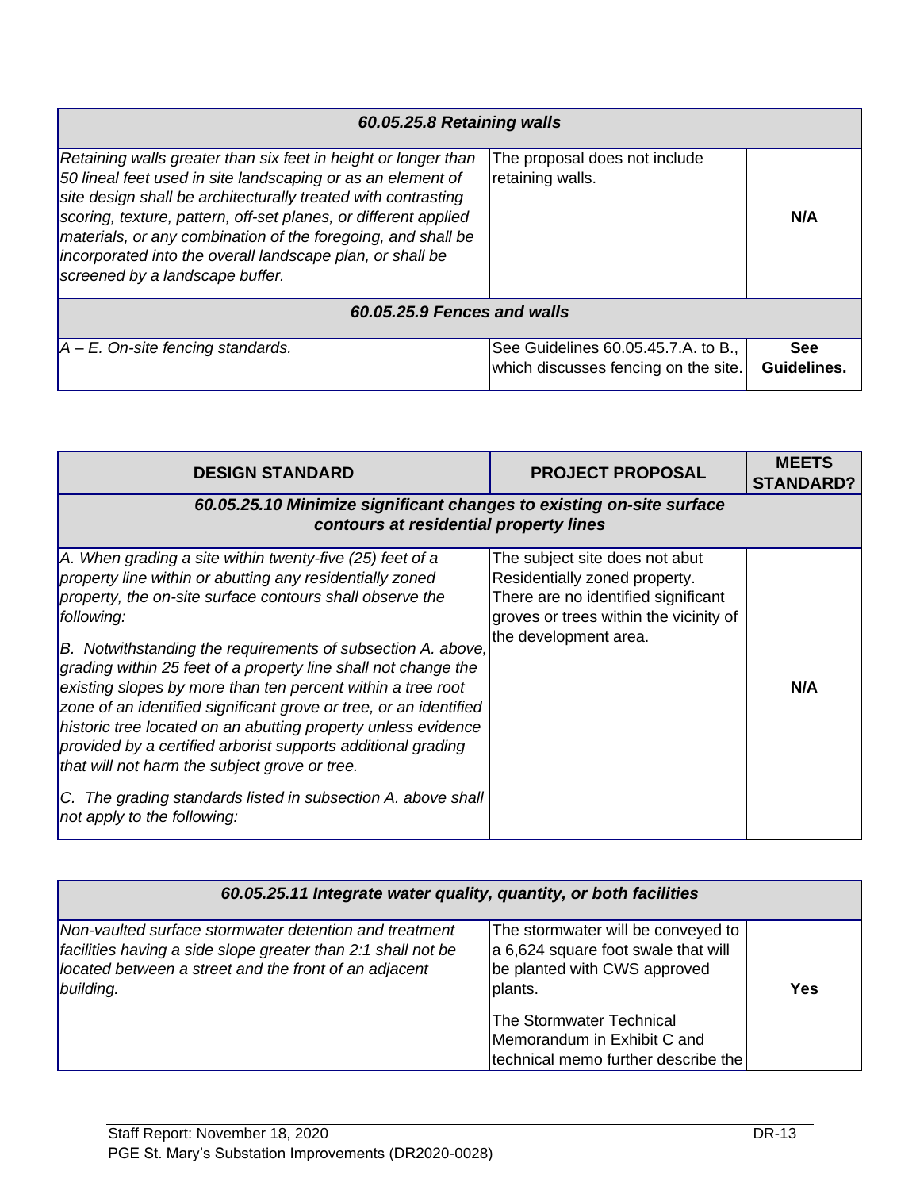| *60.05.25.8 Retaining walls* | | |
|---|---|---|
| *Retaining walls greater than six feet in height or longer than 50 lineal feet used in site landscaping or as an element of site design shall be architecturally treated with contrasting scoring, texture, pattern, off-set planes, or different applied materials, or any combination of the foregoing, and shall be incorporated into the overall landscape plan, or shall be screened by a landscape buffer.* | The proposal does not include retaining walls. | **N/A** |
| ***60.05.25.9 Fences and walls*** | | |
| *A – E. On-site fencing standards.* | See Guidelines 60.05.45.7.A. to B., which discusses fencing on the site. | **See Guidelines.** |

| DESIGN STANDARD | PROJECT PROPOSAL | MEETS STANDARD? |
|---|---|---|
| ***60.05.25.10 Minimize significant changes to existing on-site surface contours at residential property lines*** | | |
| *A. When grading a site within twenty-five (25) feet of a property line within or abutting any residentially zoned property, the on-site surface contours shall observe the following:*<br><br>*B. Notwithstanding the requirements of subsection A. above, grading within 25 feet of a property line shall not change the existing slopes by more than ten percent within a tree root zone of an identified significant grove or tree, or an identified historic tree located on an abutting property unless evidence provided by a certified arborist supports additional grading that will not harm the subject grove or tree.*<br><br>*C. The grading standards listed in subsection A. above shall not apply to the following:* | The subject site does not abut Residentially zoned property. There are no identified significant groves or trees within the vicinity of the development area. | **N/A** |

| *60.05.25.11 Integrate water quality, quantity, or both facilities* | | |
|---|---|---|
| *Non-vaulted surface stormwater detention and treatment facilities having a side slope greater than 2:1 shall not be located between a street and the front of an adjacent building.* | The stormwater will be conveyed to a 6,624 square foot swale that will be planted with CWS approved plants.<br><br>The Stormwater Technical Memorandum in Exhibit C and technical memo further describe the | **Yes** |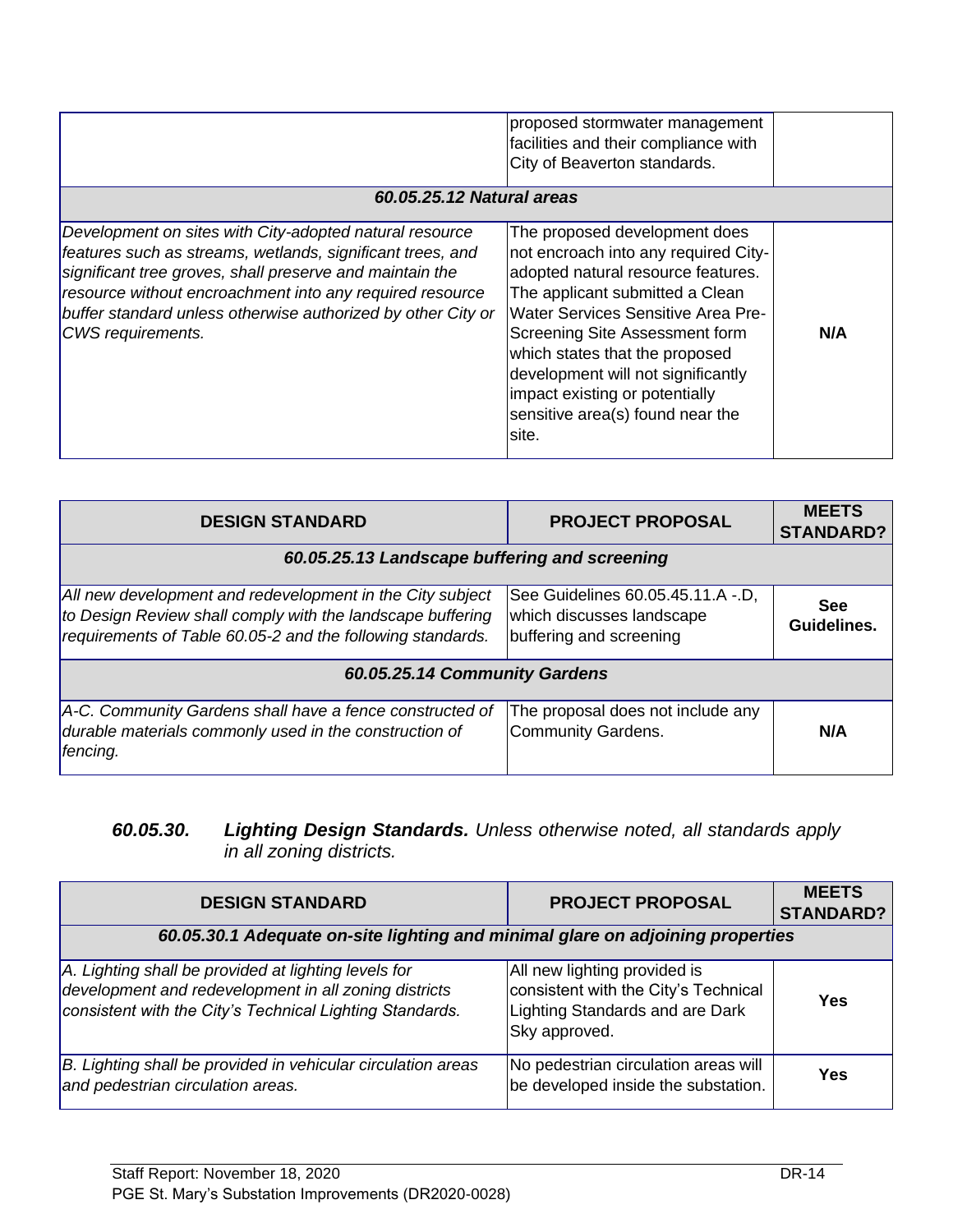|  | proposed stormwater management facilities and their compliance with City of Beaverton standards. |  |
| --- | --- | --- |
| ***60.05.25.12 Natural areas*** | | |
| *Development on sites with City-adopted natural resource features such as streams, wetlands, significant trees, and significant tree groves, shall preserve and maintain the resource without encroachment into any required resource buffer standard unless otherwise authorized by other City or CWS requirements.* | The proposed development does not encroach into any required City-adopted natural resource features. The applicant submitted a Clean Water Services Sensitive Area Pre-Screening Site Assessment form which states that the proposed development will not significantly impact existing or potentially sensitive area(s) found near the site. | **N/A** |

| DESIGN STANDARD | PROJECT PROPOSAL | MEETS STANDARD? |
| --- | --- | --- |
| ***60.05.25.13 Landscape buffering and screening*** | | |
| *All new development and redevelopment in the City subject to Design Review shall comply with the landscape buffering requirements of Table 60.05-2 and the following standards.* | See Guidelines 60.05.45.11.A -.D, which discusses landscape buffering and screening | **See Guidelines.** |
| ***60.05.25.14 Community Gardens*** | | |
| *A-C. Community Gardens shall have a fence constructed of durable materials commonly used in the construction of fencing.* | The proposal does not include any Community Gardens. | **N/A** |

***60.05.30. Lighting Design Standards.*** *Unless otherwise noted, all standards apply in all zoning districts.*

| DESIGN STANDARD | PROJECT PROPOSAL | MEETS STANDARD? |
| --- | --- | --- |
| ***60.05.30.1 Adequate on-site lighting and minimal glare on adjoining properties*** | | |
| *A. Lighting shall be provided at lighting levels for development and redevelopment in all zoning districts consistent with the City's Technical Lighting Standards.* | All new lighting provided is consistent with the City's Technical Lighting Standards and are Dark Sky approved. | **Yes** |
| *B. Lighting shall be provided in vehicular circulation areas and pedestrian circulation areas.* | No pedestrian circulation areas will be developed inside the substation. | **Yes** |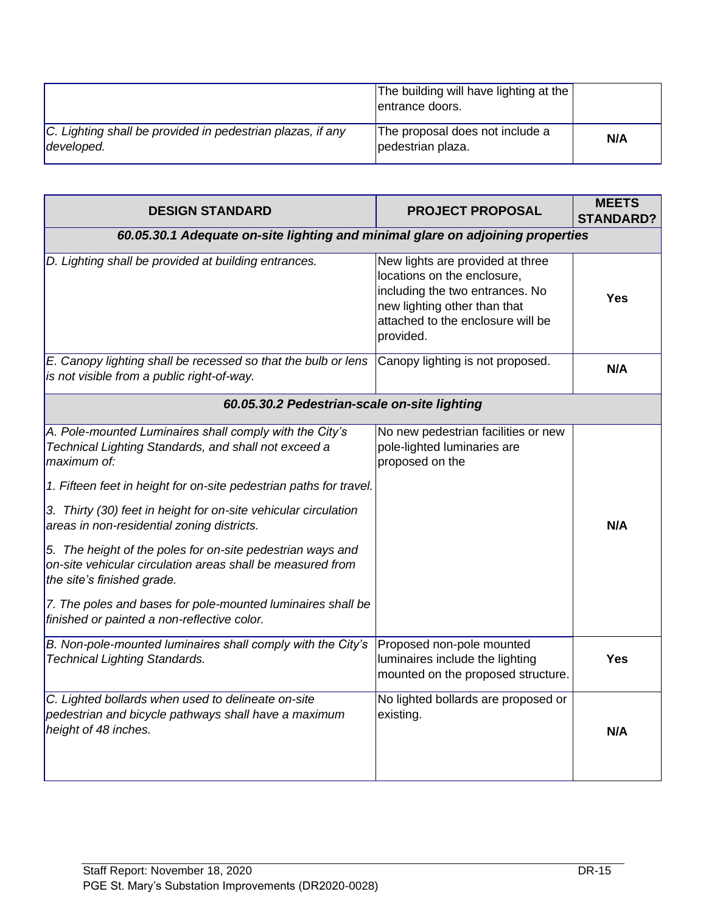| | | |
|---|---|---|
| | The building will have lighting at the entrance doors. | |
| *C. Lighting shall be provided in pedestrian plazas, if any developed.* | The proposal does not include a pedestrian plaza. | **N/A** |

| DESIGN STANDARD | PROJECT PROPOSAL | MEETS STANDARD? |
|---|---|---|
| ***60.05.30.1 Adequate on-site lighting and minimal glare on adjoining properties*** | | |
| *D. Lighting shall be provided at building entrances.* | New lights are provided at three locations on the enclosure, including the two entrances. No new lighting other than that attached to the enclosure will be provided. | **Yes** |
| *E. Canopy lighting shall be recessed so that the bulb or lens is not visible from a public right-of-way.* | Canopy lighting is not proposed. | **N/A** |
| ***60.05.30.2 Pedestrian-scale on-site lighting*** | | |
| *A. Pole-mounted Luminaires shall comply with the City's Technical Lighting Standards, and shall not exceed a maximum of:*<br>*1. Fifteen feet in height for on-site pedestrian paths for travel.*<br>*3. Thirty (30) feet in height for on-site vehicular circulation areas in non-residential zoning districts.*<br>*5. The height of the poles for on-site pedestrian ways and on-site vehicular circulation areas shall be measured from the site's finished grade.*<br>*7. The poles and bases for pole-mounted luminaires shall be finished or painted a non-reflective color.* | No new pedestrian facilities or new pole-lighted luminaires are proposed on the | **N/A** |
| *B. Non-pole-mounted luminaires shall comply with the City's Technical Lighting Standards.* | Proposed non-pole mounted luminaires include the lighting mounted on the proposed structure. | **Yes** |
| *C. Lighted bollards when used to delineate on-site pedestrian and bicycle pathways shall have a maximum height of 48 inches.* | No lighted bollards are proposed or existing. | **N/A** |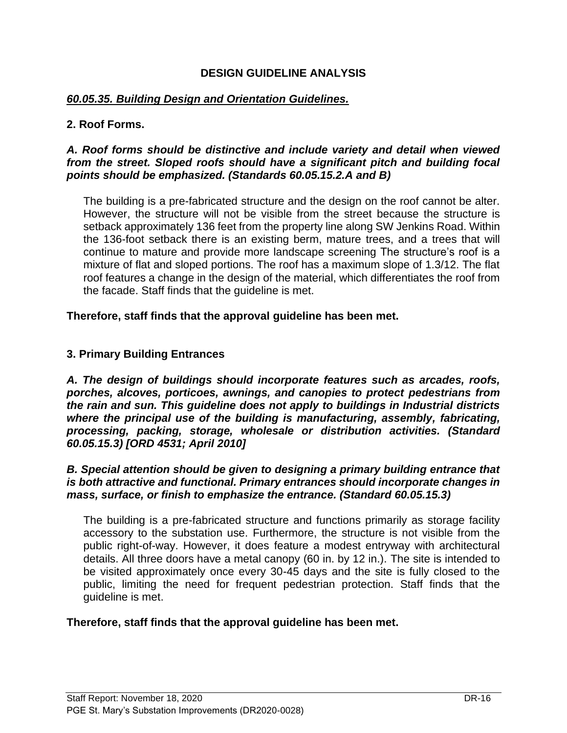## DESIGN GUIDELINE ANALYSIS

### *60.05.35. Building Design and Orientation Guidelines.*

**2. Roof Forms.**

***A. Roof forms should be distinctive and include variety and detail when viewed from the street. Sloped roofs should have a significant pitch and building focal points should be emphasized. (Standards 60.05.15.2.A and B)***

The building is a pre-fabricated structure and the design on the roof cannot be alter. However, the structure will not be visible from the street because the structure is setback approximately 136 feet from the property line along SW Jenkins Road. Within the 136-foot setback there is an existing berm, mature trees, and a trees that will continue to mature and provide more landscape screening The structure's roof is a mixture of flat and sloped portions. The roof has a maximum slope of 1.3/12. The flat roof features a change in the design of the material, which differentiates the roof from the facade. Staff finds that the guideline is met.

**Therefore, staff finds that the approval guideline has been met.**

**3. Primary Building Entrances**

***A. The design of buildings should incorporate features such as arcades, roofs, porches, alcoves, porticoes, awnings, and canopies to protect pedestrians from the rain and sun. This guideline does not apply to buildings in Industrial districts where the principal use of the building is manufacturing, assembly, fabricating, processing, packing, storage, wholesale or distribution activities. (Standard 60.05.15.3) [ORD 4531; April 2010]***

***B. Special attention should be given to designing a primary building entrance that is both attractive and functional. Primary entrances should incorporate changes in mass, surface, or finish to emphasize the entrance. (Standard 60.05.15.3)***

The building is a pre-fabricated structure and functions primarily as storage facility accessory to the substation use. Furthermore, the structure is not visible from the public right-of-way. However, it does feature a modest entryway with architectural details. All three doors have a metal canopy (60 in. by 12 in.). The site is intended to be visited approximately once every 30-45 days and the site is fully closed to the public, limiting the need for frequent pedestrian protection. Staff finds that the guideline is met.

**Therefore, staff finds that the approval guideline has been met.**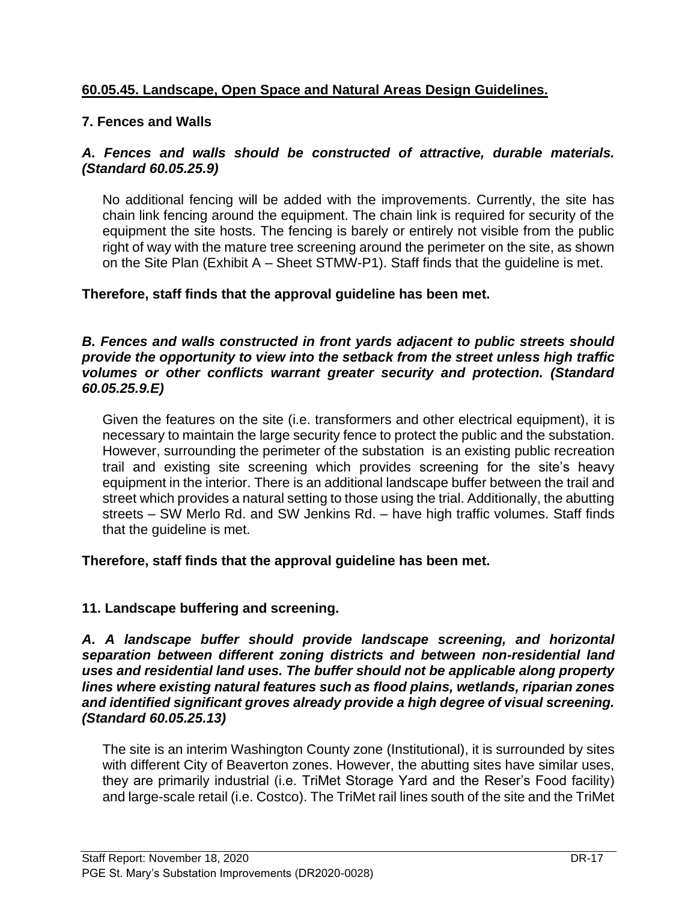**60.05.45. Landscape, Open Space and Natural Areas Design Guidelines.**

**7. Fences and Walls**

***A. Fences and walls should be constructed of attractive, durable materials. (Standard 60.05.25.9)***

No additional fencing will be added with the improvements. Currently, the site has chain link fencing around the equipment. The chain link is required for security of the equipment the site hosts. The fencing is barely or entirely not visible from the public right of way with the mature tree screening around the perimeter on the site, as shown on the Site Plan (Exhibit A – Sheet STMW-P1). Staff finds that the guideline is met.

**Therefore, staff finds that the approval guideline has been met.**

***B. Fences and walls constructed in front yards adjacent to public streets should provide the opportunity to view into the setback from the street unless high traffic volumes or other conflicts warrant greater security and protection. (Standard 60.05.25.9.E)***

Given the features on the site (i.e. transformers and other electrical equipment), it is necessary to maintain the large security fence to protect the public and the substation. However, surrounding the perimeter of the substation is an existing public recreation trail and existing site screening which provides screening for the site's heavy equipment in the interior. There is an additional landscape buffer between the trail and street which provides a natural setting to those using the trial. Additionally, the abutting streets – SW Merlo Rd. and SW Jenkins Rd. – have high traffic volumes. Staff finds that the guideline is met.

**Therefore, staff finds that the approval guideline has been met.**

**11. Landscape buffering and screening.**

***A. A landscape buffer should provide landscape screening, and horizontal separation between different zoning districts and between non-residential land uses and residential land uses. The buffer should not be applicable along property lines where existing natural features such as flood plains, wetlands, riparian zones and identified significant groves already provide a high degree of visual screening. (Standard 60.05.25.13)***

The site is an interim Washington County zone (Institutional), it is surrounded by sites with different City of Beaverton zones. However, the abutting sites have similar uses, they are primarily industrial (i.e. TriMet Storage Yard and the Reser's Food facility) and large-scale retail (i.e. Costco). The TriMet rail lines south of the site and the TriMet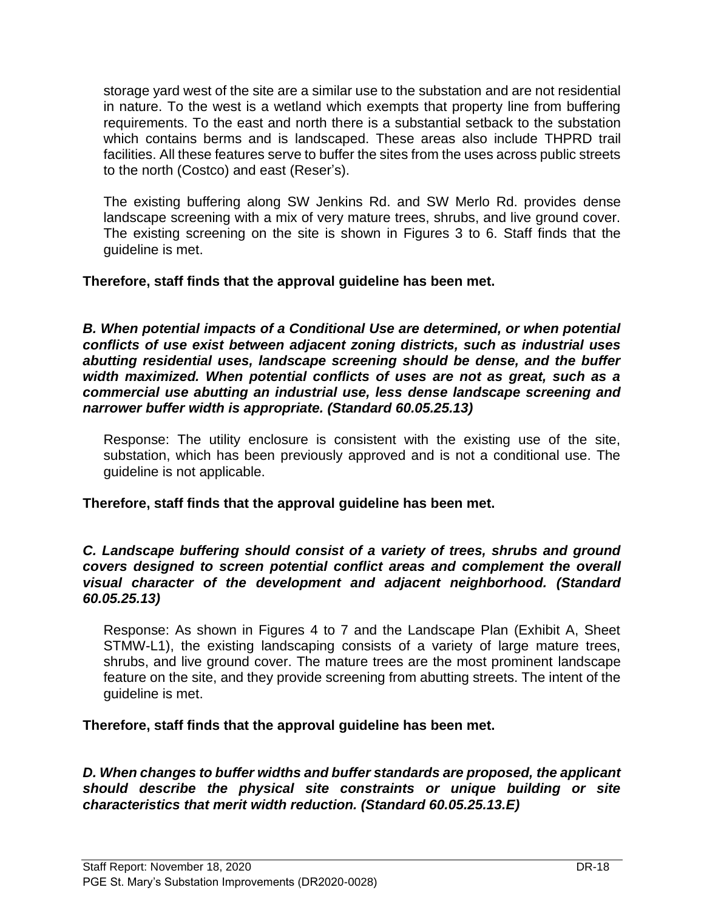storage yard west of the site are a similar use to the substation and are not residential in nature. To the west is a wetland which exempts that property line from buffering requirements. To the east and north there is a substantial setback to the substation which contains berms and is landscaped. These areas also include THPRD trail facilities. All these features serve to buffer the sites from the uses across public streets to the north (Costco) and east (Reser's).

The existing buffering along SW Jenkins Rd. and SW Merlo Rd. provides dense landscape screening with a mix of very mature trees, shrubs, and live ground cover. The existing screening on the site is shown in Figures 3 to 6. Staff finds that the guideline is met.

**Therefore, staff finds that the approval guideline has been met.**

***B. When potential impacts of a Conditional Use are determined, or when potential conflicts of use exist between adjacent zoning districts, such as industrial uses abutting residential uses, landscape screening should be dense, and the buffer width maximized. When potential conflicts of uses are not as great, such as a commercial use abutting an industrial use, less dense landscape screening and narrower buffer width is appropriate. (Standard 60.05.25.13)***

Response: The utility enclosure is consistent with the existing use of the site, substation, which has been previously approved and is not a conditional use. The guideline is not applicable.

**Therefore, staff finds that the approval guideline has been met.**

***C. Landscape buffering should consist of a variety of trees, shrubs and ground covers designed to screen potential conflict areas and complement the overall visual character of the development and adjacent neighborhood. (Standard 60.05.25.13)***

Response: As shown in Figures 4 to 7 and the Landscape Plan (Exhibit A, Sheet STMW-L1), the existing landscaping consists of a variety of large mature trees, shrubs, and live ground cover. The mature trees are the most prominent landscape feature on the site, and they provide screening from abutting streets. The intent of the guideline is met.

**Therefore, staff finds that the approval guideline has been met.**

***D. When changes to buffer widths and buffer standards are proposed, the applicant should describe the physical site constraints or unique building or site characteristics that merit width reduction. (Standard 60.05.25.13.E)***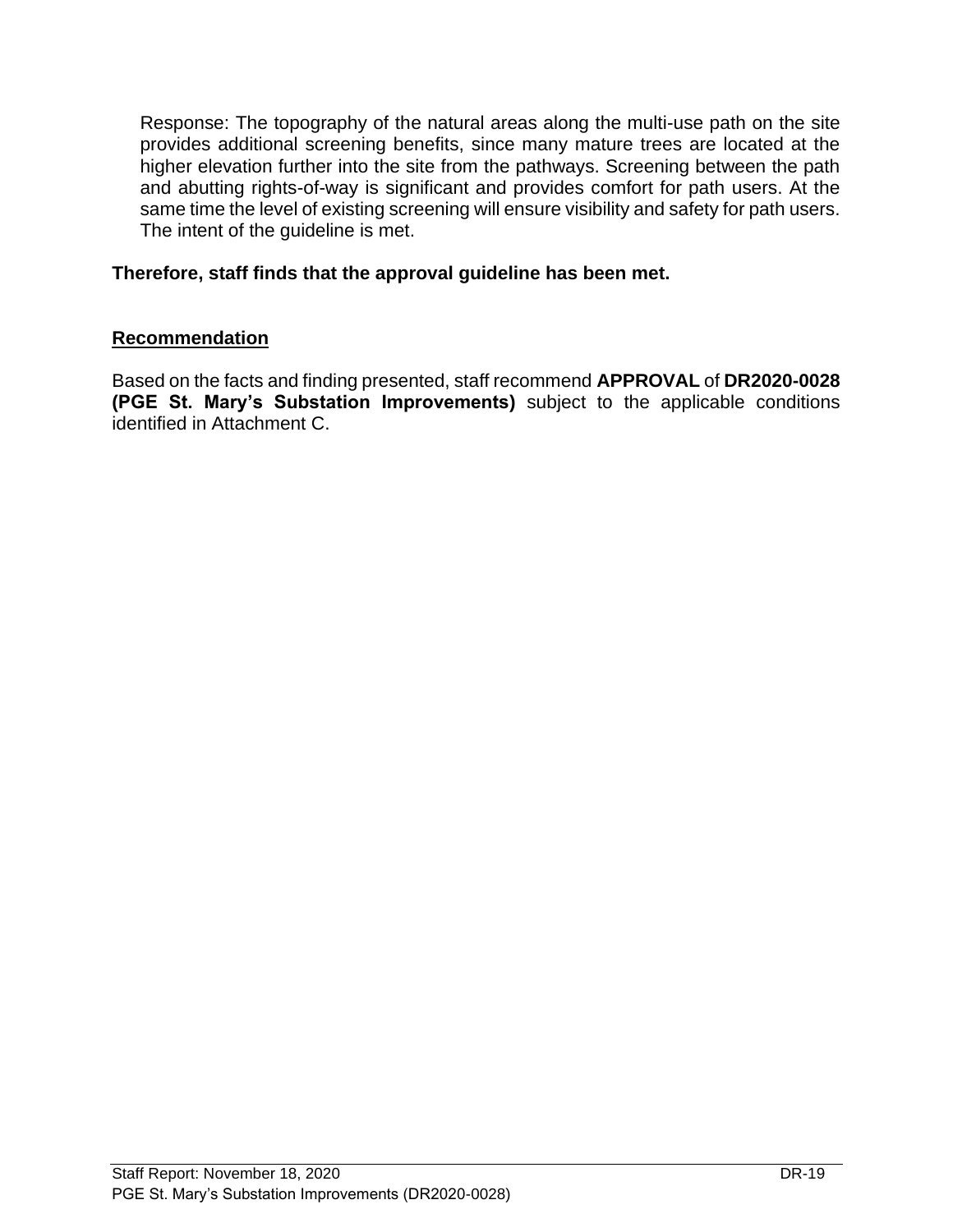Response: The topography of the natural areas along the multi-use path on the site provides additional screening benefits, since many mature trees are located at the higher elevation further into the site from the pathways. Screening between the path and abutting rights-of-way is significant and provides comfort for path users. At the same time the level of existing screening will ensure visibility and safety for path users. The intent of the guideline is met.

**Therefore, staff finds that the approval guideline has been met.**

## Recommendation

Based on the facts and finding presented, staff recommend **APPROVAL** of **DR2020-0028 (PGE St. Mary's Substation Improvements)** subject to the applicable conditions identified in Attachment C.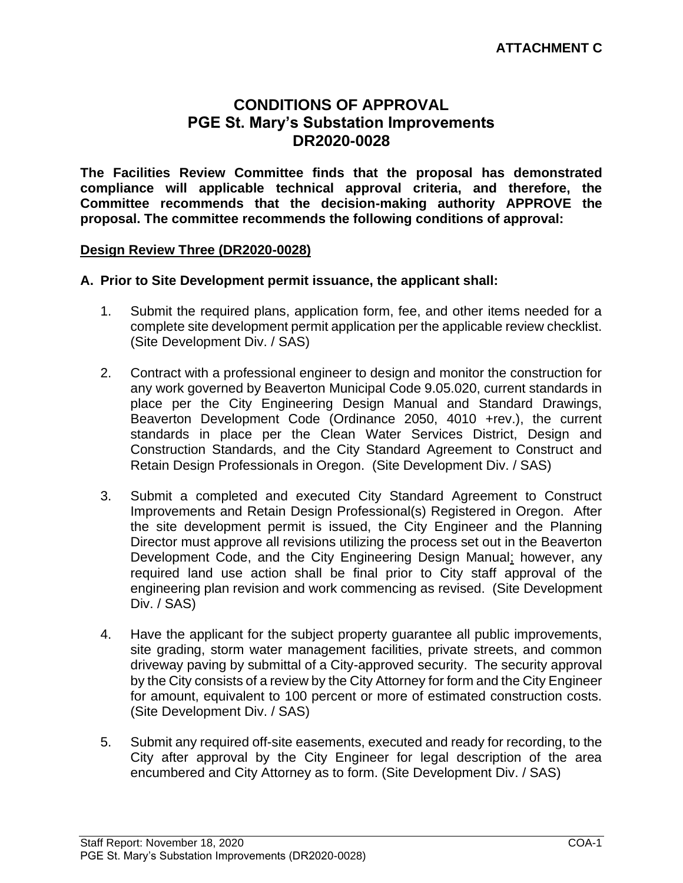**ATTACHMENT C**

# CONDITIONS OF APPROVAL
# PGE St. Mary's Substation Improvements
# DR2020-0028

**The Facilities Review Committee finds that the proposal has demonstrated compliance will applicable technical approval criteria, and therefore, the Committee recommends that the decision-making authority APPROVE the proposal. The committee recommends the following conditions of approval:**

**Design Review Three (DR2020-0028)**

**A. Prior to Site Development permit issuance, the applicant shall:**

1. Submit the required plans, application form, fee, and other items needed for a complete site development permit application per the applicable review checklist. (Site Development Div. / SAS)

2. Contract with a professional engineer to design and monitor the construction for any work governed by Beaverton Municipal Code 9.05.020, current standards in place per the City Engineering Design Manual and Standard Drawings, Beaverton Development Code (Ordinance 2050, 4010 +rev.), the current standards in place per the Clean Water Services District, Design and Construction Standards, and the City Standard Agreement to Construct and Retain Design Professionals in Oregon. (Site Development Div. / SAS)

3. Submit a completed and executed City Standard Agreement to Construct Improvements and Retain Design Professional(s) Registered in Oregon. After the site development permit is issued, the City Engineer and the Planning Director must approve all revisions utilizing the process set out in the Beaverton Development Code, and the City Engineering Design Manual; however, any required land use action shall be final prior to City staff approval of the engineering plan revision and work commencing as revised. (Site Development Div. / SAS)

4. Have the applicant for the subject property guarantee all public improvements, site grading, storm water management facilities, private streets, and common driveway paving by submittal of a City-approved security. The security approval by the City consists of a review by the City Attorney for form and the City Engineer for amount, equivalent to 100 percent or more of estimated construction costs. (Site Development Div. / SAS)

5. Submit any required off-site easements, executed and ready for recording, to the City after approval by the City Engineer for legal description of the area encumbered and City Attorney as to form. (Site Development Div. / SAS)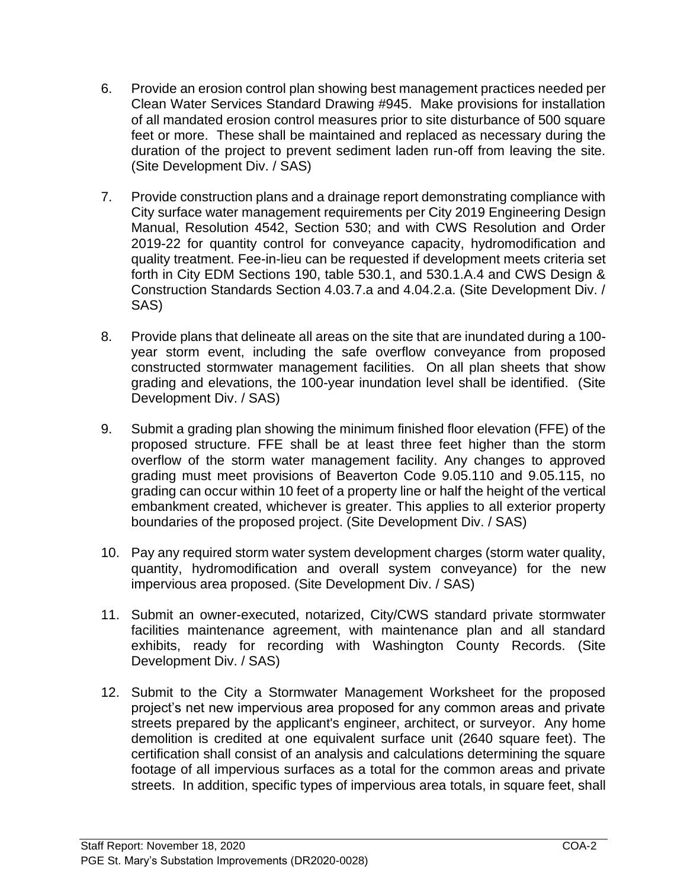6. Provide an erosion control plan showing best management practices needed per Clean Water Services Standard Drawing #945. Make provisions for installation of all mandated erosion control measures prior to site disturbance of 500 square feet or more. These shall be maintained and replaced as necessary during the duration of the project to prevent sediment laden run-off from leaving the site. (Site Development Div. / SAS)

7. Provide construction plans and a drainage report demonstrating compliance with City surface water management requirements per City 2019 Engineering Design Manual, Resolution 4542, Section 530; and with CWS Resolution and Order 2019-22 for quantity control for conveyance capacity, hydromodification and quality treatment. Fee-in-lieu can be requested if development meets criteria set forth in City EDM Sections 190, table 530.1, and 530.1.A.4 and CWS Design & Construction Standards Section 4.03.7.a and 4.04.2.a. (Site Development Div. / SAS)

8. Provide plans that delineate all areas on the site that are inundated during a 100-year storm event, including the safe overflow conveyance from proposed constructed stormwater management facilities. On all plan sheets that show grading and elevations, the 100-year inundation level shall be identified. (Site Development Div. / SAS)

9. Submit a grading plan showing the minimum finished floor elevation (FFE) of the proposed structure. FFE shall be at least three feet higher than the storm overflow of the storm water management facility. Any changes to approved grading must meet provisions of Beaverton Code 9.05.110 and 9.05.115, no grading can occur within 10 feet of a property line or half the height of the vertical embankment created, whichever is greater. This applies to all exterior property boundaries of the proposed project. (Site Development Div. / SAS)

10. Pay any required storm water system development charges (storm water quality, quantity, hydromodification and overall system conveyance) for the new impervious area proposed. (Site Development Div. / SAS)

11. Submit an owner-executed, notarized, City/CWS standard private stormwater facilities maintenance agreement, with maintenance plan and all standard exhibits, ready for recording with Washington County Records. (Site Development Div. / SAS)

12. Submit to the City a Stormwater Management Worksheet for the proposed project's net new impervious area proposed for any common areas and private streets prepared by the applicant's engineer, architect, or surveyor. Any home demolition is credited at one equivalent surface unit (2640 square feet). The certification shall consist of an analysis and calculations determining the square footage of all impervious surfaces as a total for the common areas and private streets. In addition, specific types of impervious area totals, in square feet, shall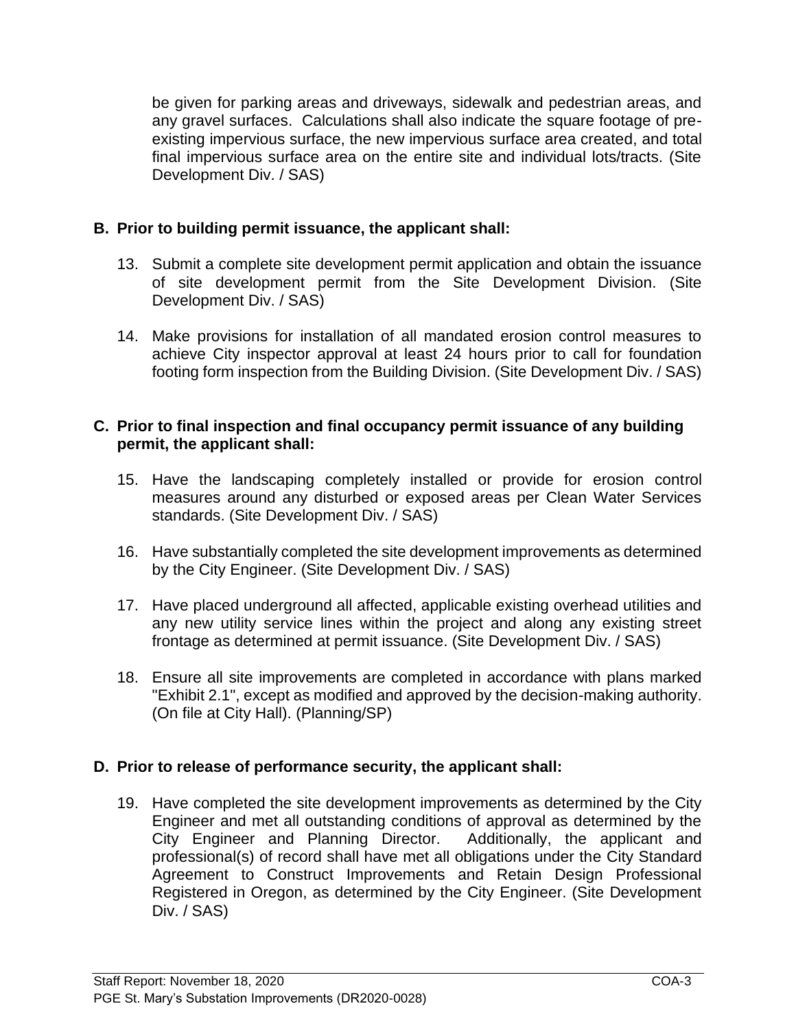be given for parking areas and driveways, sidewalk and pedestrian areas, and any gravel surfaces. Calculations shall also indicate the square footage of pre-existing impervious surface, the new impervious surface area created, and total final impervious surface area on the entire site and individual lots/tracts. (Site Development Div. / SAS)

**B. Prior to building permit issuance, the applicant shall:**

13. Submit a complete site development permit application and obtain the issuance of site development permit from the Site Development Division. (Site Development Div. / SAS)

14. Make provisions for installation of all mandated erosion control measures to achieve City inspector approval at least 24 hours prior to call for foundation footing form inspection from the Building Division. (Site Development Div. / SAS)

**C. Prior to final inspection and final occupancy permit issuance of any building permit, the applicant shall:**

15. Have the landscaping completely installed or provide for erosion control measures around any disturbed or exposed areas per Clean Water Services standards. (Site Development Div. / SAS)

16. Have substantially completed the site development improvements as determined by the City Engineer. (Site Development Div. / SAS)

17. Have placed underground all affected, applicable existing overhead utilities and any new utility service lines within the project and along any existing street frontage as determined at permit issuance. (Site Development Div. / SAS)

18. Ensure all site improvements are completed in accordance with plans marked "Exhibit 2.1", except as modified and approved by the decision-making authority. (On file at City Hall). (Planning/SP)

**D. Prior to release of performance security, the applicant shall:**

19. Have completed the site development improvements as determined by the City Engineer and met all outstanding conditions of approval as determined by the City Engineer and Planning Director. Additionally, the applicant and professional(s) of record shall have met all obligations under the City Standard Agreement to Construct Improvements and Retain Design Professional Registered in Oregon, as determined by the City Engineer. (Site Development Div. / SAS)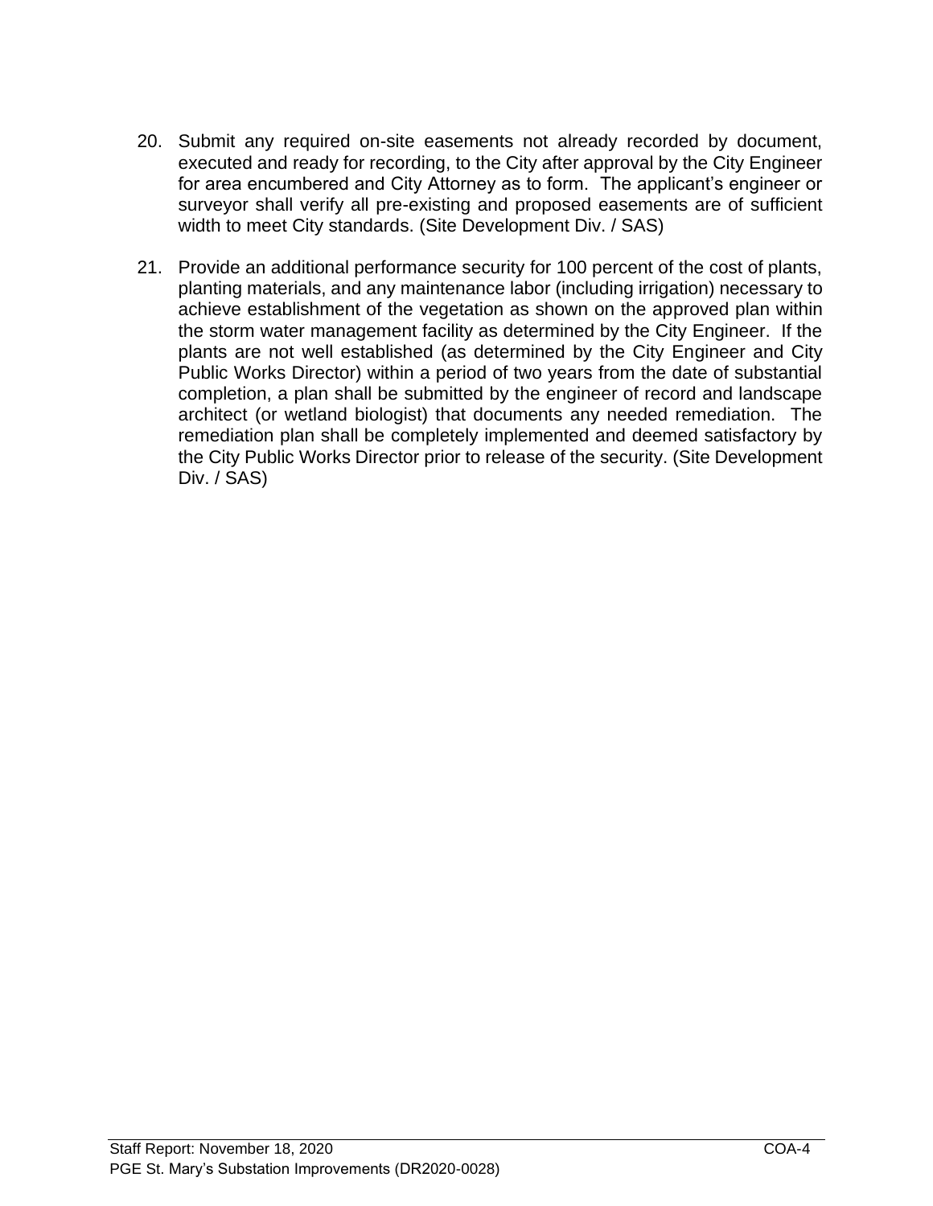20. Submit any required on-site easements not already recorded by document, executed and ready for recording, to the City after approval by the City Engineer for area encumbered and City Attorney as to form. The applicant's engineer or surveyor shall verify all pre-existing and proposed easements are of sufficient width to meet City standards. (Site Development Div. / SAS)

21. Provide an additional performance security for 100 percent of the cost of plants, planting materials, and any maintenance labor (including irrigation) necessary to achieve establishment of the vegetation as shown on the approved plan within the storm water management facility as determined by the City Engineer. If the plants are not well established (as determined by the City Engineer and City Public Works Director) within a period of two years from the date of substantial completion, a plan shall be submitted by the engineer of record and landscape architect (or wetland biologist) that documents any needed remediation. The remediation plan shall be completely implemented and deemed satisfactory by the City Public Works Director prior to release of the security. (Site Development Div. / SAS)